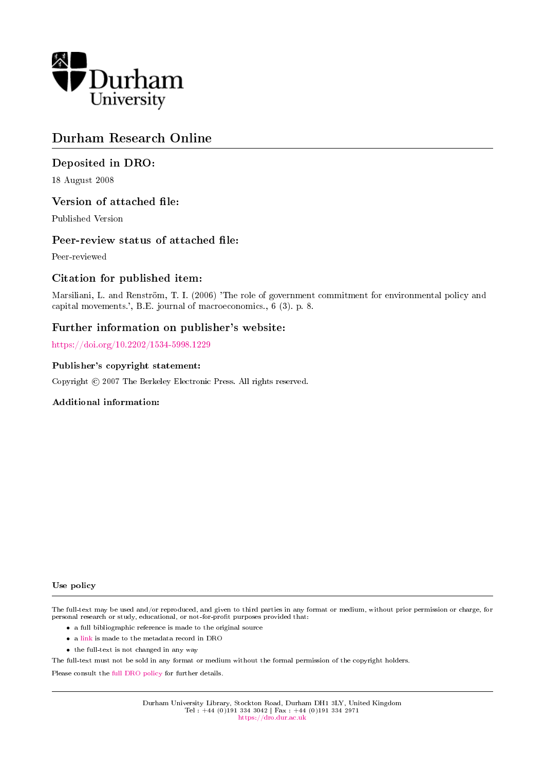Durham University

# Durham Research Online

## Deposited in DRO:

18 August 2008

## Version of attached file:

Published Version

## Peer-review status of attached file:

Peer-reviewed

## Citation for published item:

Marsiliani, L. and Renström, T. I. (2006) 'The role of government commitment for environmental policy and capital movements.', B.E. journal of macroeconomics., 6 (3). p. 8.

## Further information on publisher's website:

https://doi.org/10.2202/1534-5998.1229

### Publisher's copyright statement:

Copyright © 2007 The Berkeley Electronic Press. All rights reserved.

### Additional information:

### Use policy

The full-text may be used and/or reproduced, and given to third parties in any format or medium, without prior permission or charge, for personal research or study, educational, or not-for-profit purposes provided that:

- a full bibliographic reference is made to the original source
- a link is made to the metadata record in DRO
- the full-text is not changed in any way

The full-text must not be sold in any format or medium without the formal permission of the copyright holders.

Please consult the full DRO policy for further details.

Durham University Library, Stockton Road, Durham DH1 3LY, United Kingdom
Tel : +44 (0)191 334 3042 | Fax : +44 (0)191 334 2971
https://dro.dur.ac.uk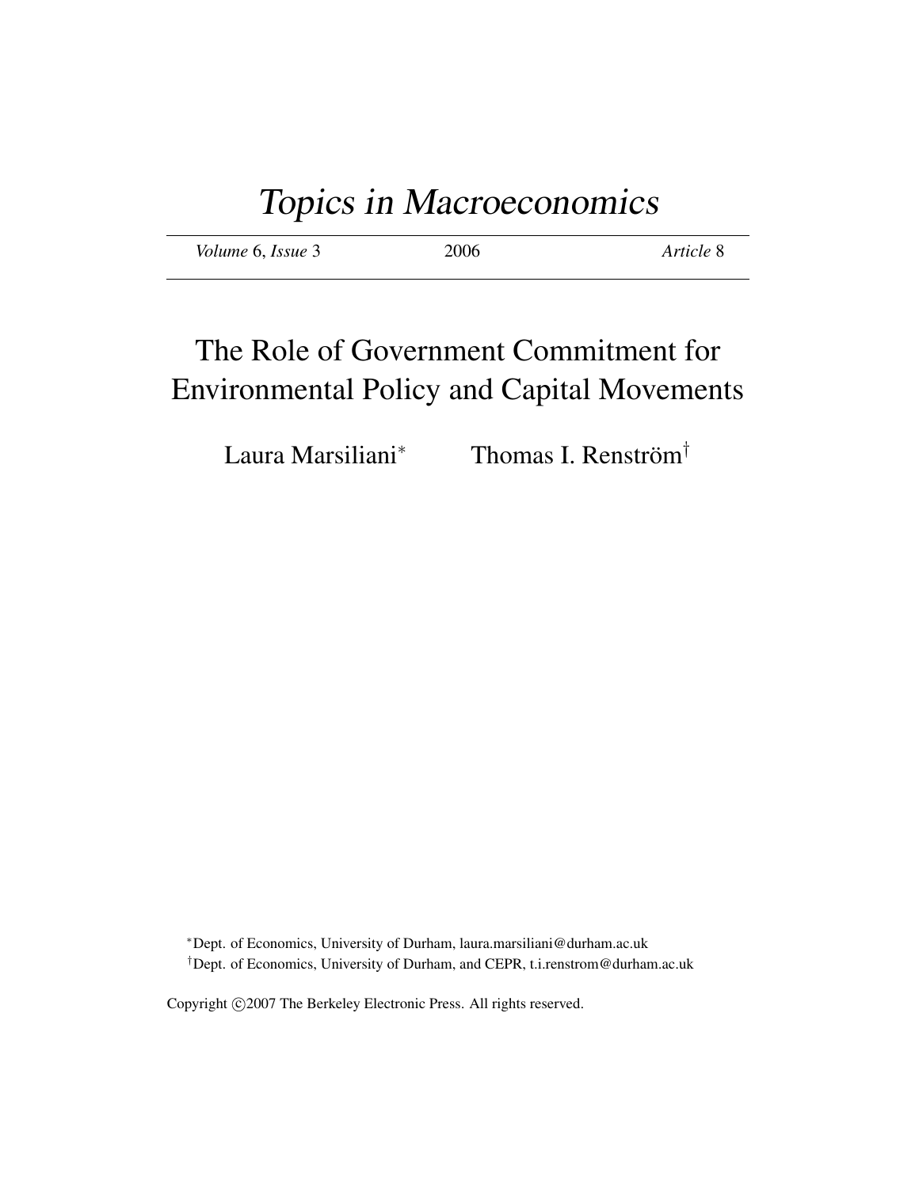# *Topics in Macroeconomics*

*Volume* 6, *Issue* 3 — 2006 — *Article* 8

# The Role of Government Commitment for Environmental Policy and Capital Movements

Laura Marsiliani[*] Thomas I. Renström[†]

[*]Dept. of Economics, University of Durham, laura.marsiliani@durham.ac.uk

[†]Dept. of Economics, University of Durham, and CEPR, t.i.renstrom@durham.ac.uk

Copyright ©2007 The Berkeley Electronic Press. All rights reserved.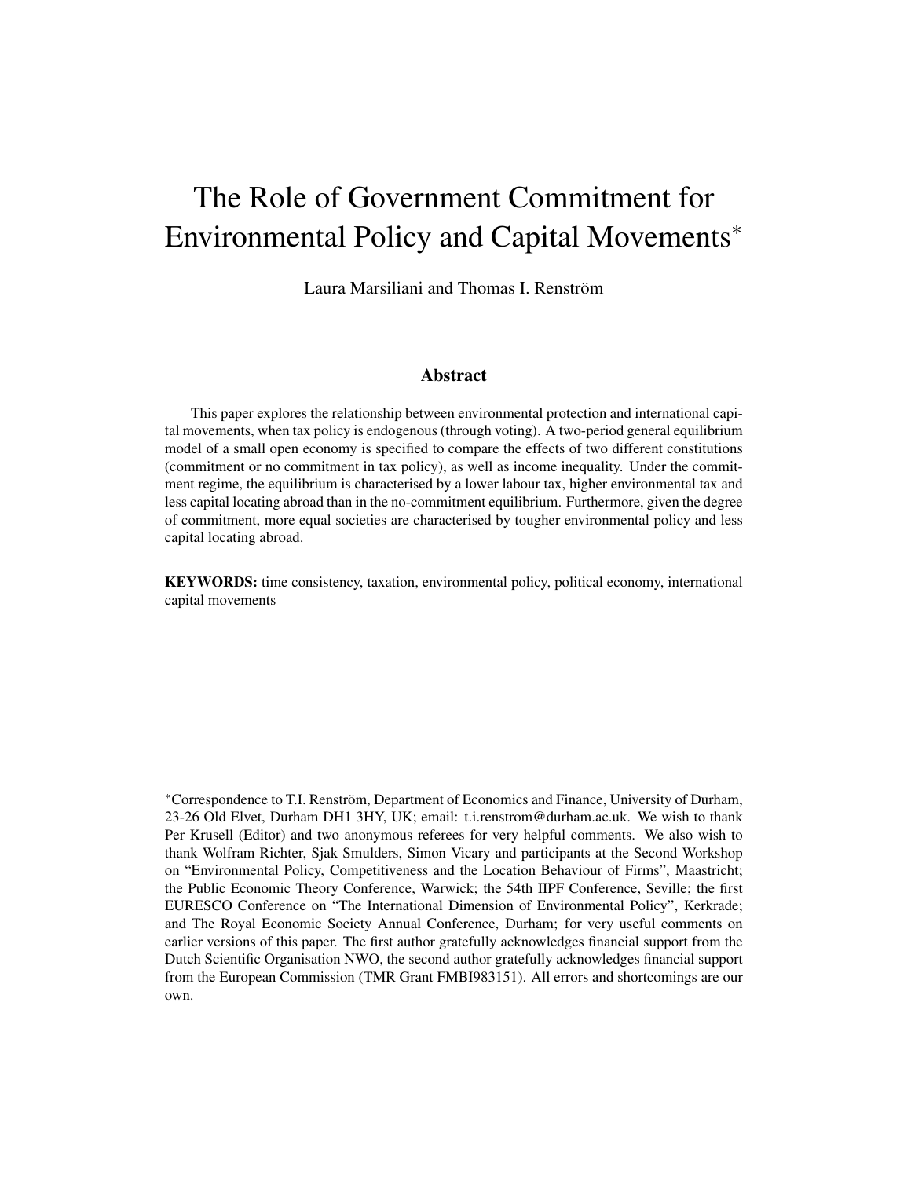# The Role of Government Commitment for Environmental Policy and Capital Movements*

Laura Marsiliani and Thomas I. Renström

## Abstract

This paper explores the relationship between environmental protection and international capital movements, when tax policy is endogenous (through voting). A two-period general equilibrium model of a small open economy is specified to compare the effects of two different constitutions (commitment or no commitment in tax policy), as well as income inequality. Under the commitment regime, the equilibrium is characterised by a lower labour tax, higher environmental tax and less capital locating abroad than in the no-commitment equilibrium. Furthermore, given the degree of commitment, more equal societies are characterised by tougher environmental policy and less capital locating abroad.

**KEYWORDS:** time consistency, taxation, environmental policy, political economy, international capital movements

---

*Correspondence to T.I. Renström, Department of Economics and Finance, University of Durham, 23-26 Old Elvet, Durham DH1 3HY, UK; email: t.i.renstrom@durham.ac.uk. We wish to thank Per Krusell (Editor) and two anonymous referees for very helpful comments. We also wish to thank Wolfram Richter, Sjak Smulders, Simon Vicary and participants at the Second Workshop on "Environmental Policy, Competitiveness and the Location Behaviour of Firms", Maastricht; the Public Economic Theory Conference, Warwick; the 54th IIPF Conference, Seville; the first EURESCO Conference on "The International Dimension of Environmental Policy", Kerkrade; and The Royal Economic Society Annual Conference, Durham; for very useful comments on earlier versions of this paper. The first author gratefully acknowledges financial support from the Dutch Scientific Organisation NWO, the second author gratefully acknowledges financial support from the European Commission (TMR Grant FMBI983151). All errors and shortcomings are our own.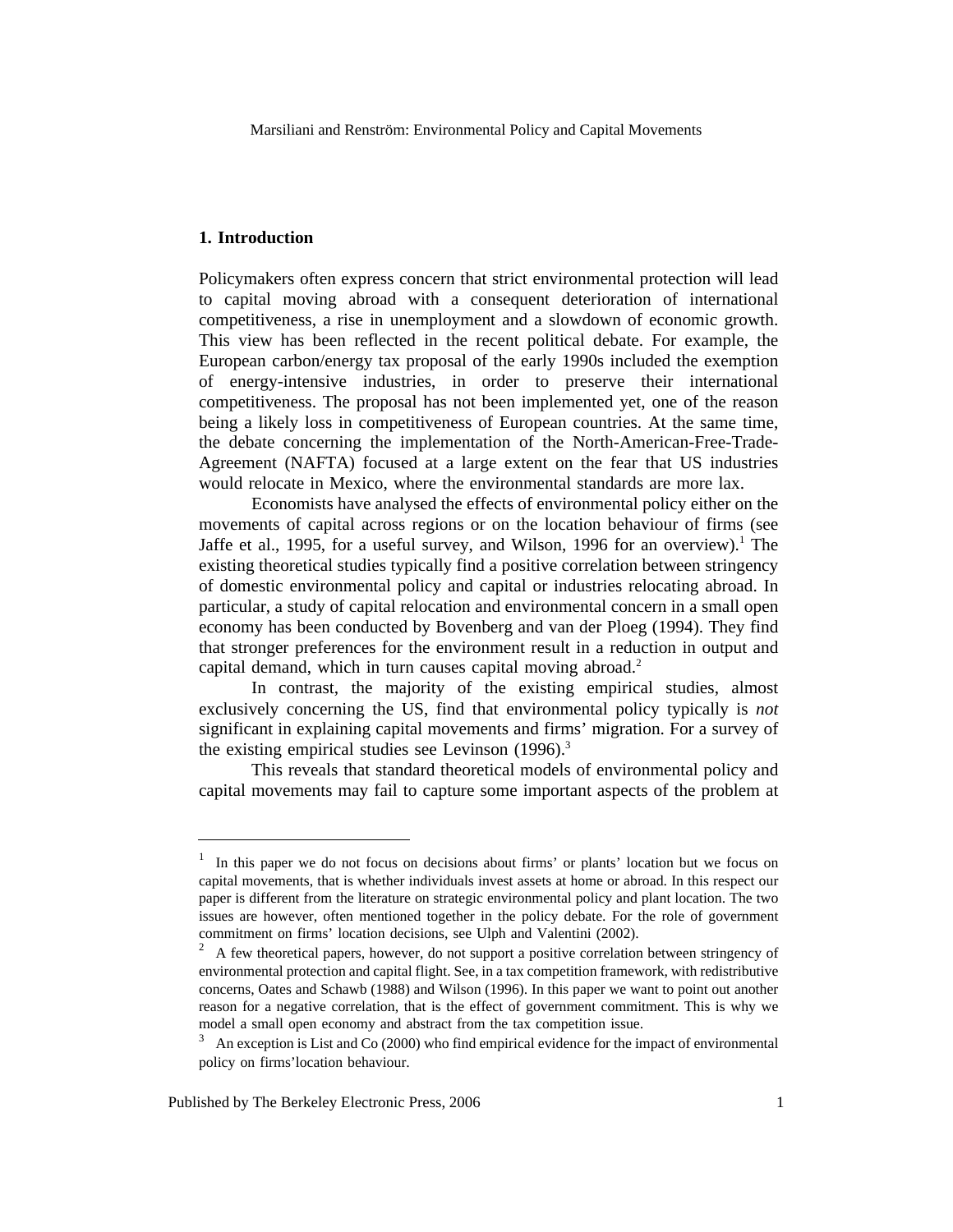## 1. Introduction

Policymakers often express concern that strict environmental protection will lead to capital moving abroad with a consequent deterioration of international competitiveness, a rise in unemployment and a slowdown of economic growth. This view has been reflected in the recent political debate. For example, the European carbon/energy tax proposal of the early 1990s included the exemption of energy-intensive industries, in order to preserve their international competitiveness. The proposal has not been implemented yet, one of the reason being a likely loss in competitiveness of European countries. At the same time, the debate concerning the implementation of the North-American-Free-Trade-Agreement (NAFTA) focused at a large extent on the fear that US industries would relocate in Mexico, where the environmental standards are more lax.

Economists have analysed the effects of environmental policy either on the movements of capital across regions or on the location behaviour of firms (see Jaffe et al., 1995, for a useful survey, and Wilson, 1996 for an overview).[1] The existing theoretical studies typically find a positive correlation between stringency of domestic environmental policy and capital or industries relocating abroad. In particular, a study of capital relocation and environmental concern in a small open economy has been conducted by Bovenberg and van der Ploeg (1994). They find that stronger preferences for the environment result in a reduction in output and capital demand, which in turn causes capital moving abroad.[2]

In contrast, the majority of the existing empirical studies, almost exclusively concerning the US, find that environmental policy typically is *not* significant in explaining capital movements and firms' migration. For a survey of the existing empirical studies see Levinson (1996).[3]

This reveals that standard theoretical models of environmental policy and capital movements may fail to capture some important aspects of the problem at

---

[1] In this paper we do not focus on decisions about firms' or plants' location but we focus on capital movements, that is whether individuals invest assets at home or abroad. In this respect our paper is different from the literature on strategic environmental policy and plant location. The two issues are however, often mentioned together in the policy debate. For the role of government commitment on firms' location decisions, see Ulph and Valentini (2002).

[2] A few theoretical papers, however, do not support a positive correlation between stringency of environmental protection and capital flight. See, in a tax competition framework, with redistributive concerns, Oates and Schawb (1988) and Wilson (1996). In this paper we want to point out another reason for a negative correlation, that is the effect of government commitment. This is why we model a small open economy and abstract from the tax competition issue.

[3] An exception is List and Co (2000) who find empirical evidence for the impact of environmental policy on firms'location behaviour.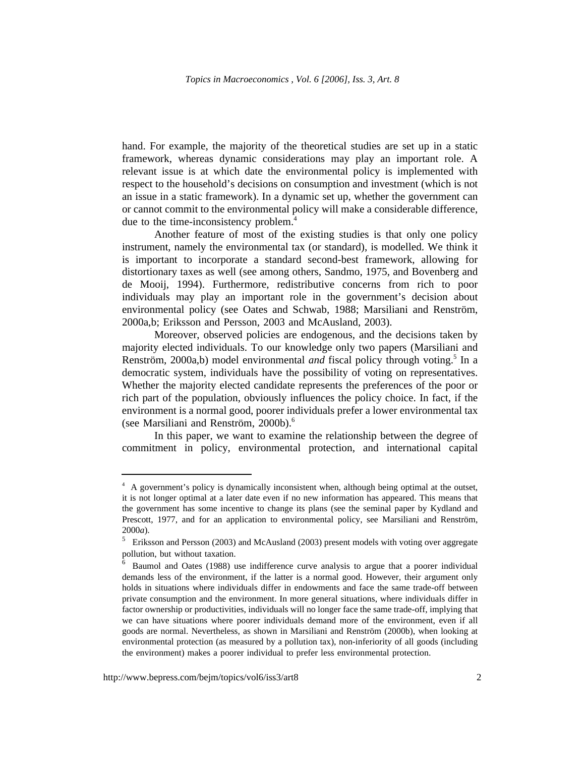hand. For example, the majority of the theoretical studies are set up in a static framework, whereas dynamic considerations may play an important role. A relevant issue is at which date the environmental policy is implemented with respect to the household's decisions on consumption and investment (which is not an issue in a static framework). In a dynamic set up, whether the government can or cannot commit to the environmental policy will make a considerable difference, due to the time-inconsistency problem.[4]

Another feature of most of the existing studies is that only one policy instrument, namely the environmental tax (or standard), is modelled. We think it is important to incorporate a standard second-best framework, allowing for distortionary taxes as well (see among others, Sandmo, 1975, and Bovenberg and de Mooij, 1994). Furthermore, redistributive concerns from rich to poor individuals may play an important role in the government's decision about environmental policy (see Oates and Schwab, 1988; Marsiliani and Renström, 2000a,b; Eriksson and Persson, 2003 and McAusland, 2003).

Moreover, observed policies are endogenous, and the decisions taken by majority elected individuals. To our knowledge only two papers (Marsiliani and Renström, 2000a,b) model environmental *and* fiscal policy through voting.[5] In a democratic system, individuals have the possibility of voting on representatives. Whether the majority elected candidate represents the preferences of the poor or rich part of the population, obviously influences the policy choice. In fact, if the environment is a normal good, poorer individuals prefer a lower environmental tax (see Marsiliani and Renström, 2000b).[6]

In this paper, we want to examine the relationship between the degree of commitment in policy, environmental protection, and international capital

---

[4] A government's policy is dynamically inconsistent when, although being optimal at the outset, it is not longer optimal at a later date even if no new information has appeared. This means that the government has some incentive to change its plans (see the seminal paper by Kydland and Prescott, 1977, and for an application to environmental policy, see Marsiliani and Renström, 2000*a*).

[5] Eriksson and Persson (2003) and McAusland (2003) present models with voting over aggregate pollution, but without taxation.

[6] Baumol and Oates (1988) use indifference curve analysis to argue that a poorer individual demands less of the environment, if the latter is a normal good. However, their argument only holds in situations where individuals differ in endowments and face the same trade-off between private consumption and the environment. In more general situations, where individuals differ in factor ownership or productivities, individuals will no longer face the same trade-off, implying that we can have situations where poorer individuals demand more of the environment, even if all goods are normal. Nevertheless, as shown in Marsiliani and Renström (2000b), when looking at environmental protection (as measured by a pollution tax), non-inferiority of all goods (including the environment) makes a poorer individual to prefer less environmental protection.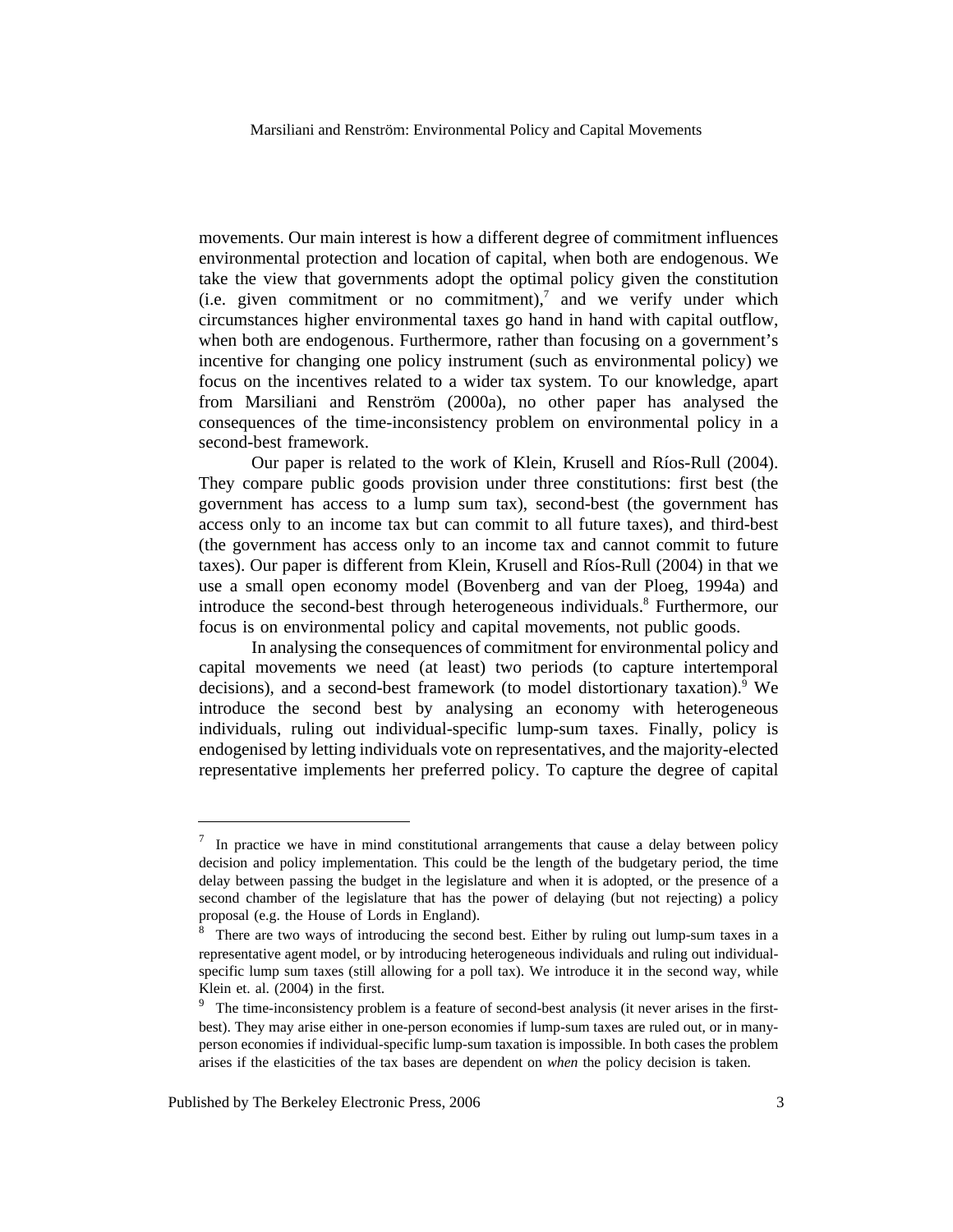movements. Our main interest is how a different degree of commitment influences environmental protection and location of capital, when both are endogenous. We take the view that governments adopt the optimal policy given the constitution (i.e. given commitment or no commitment),[7] and we verify under which circumstances higher environmental taxes go hand in hand with capital outflow, when both are endogenous. Furthermore, rather than focusing on a government's incentive for changing one policy instrument (such as environmental policy) we focus on the incentives related to a wider tax system. To our knowledge, apart from Marsiliani and Renström (2000a), no other paper has analysed the consequences of the time-inconsistency problem on environmental policy in a second-best framework.

Our paper is related to the work of Klein, Krusell and Ríos-Rull (2004). They compare public goods provision under three constitutions: first best (the government has access to a lump sum tax), second-best (the government has access only to an income tax but can commit to all future taxes), and third-best (the government has access only to an income tax and cannot commit to future taxes). Our paper is different from Klein, Krusell and Ríos-Rull (2004) in that we use a small open economy model (Bovenberg and van der Ploeg, 1994a) and introduce the second-best through heterogeneous individuals.[8] Furthermore, our focus is on environmental policy and capital movements, not public goods.

In analysing the consequences of commitment for environmental policy and capital movements we need (at least) two periods (to capture intertemporal decisions), and a second-best framework (to model distortionary taxation).[9] We introduce the second best by analysing an economy with heterogeneous individuals, ruling out individual-specific lump-sum taxes. Finally, policy is endogenised by letting individuals vote on representatives, and the majority-elected representative implements her preferred policy. To capture the degree of capital

---

[7] In practice we have in mind constitutional arrangements that cause a delay between policy decision and policy implementation. This could be the length of the budgetary period, the time delay between passing the budget in the legislature and when it is adopted, or the presence of a second chamber of the legislature that has the power of delaying (but not rejecting) a policy proposal (e.g. the House of Lords in England).

[8] There are two ways of introducing the second best. Either by ruling out lump-sum taxes in a representative agent model, or by introducing heterogeneous individuals and ruling out individual-specific lump sum taxes (still allowing for a poll tax). We introduce it in the second way, while Klein et. al. (2004) in the first.

[9] The time-inconsistency problem is a feature of second-best analysis (it never arises in the first-best). They may arise either in one-person economies if lump-sum taxes are ruled out, or in many-person economies if individual-specific lump-sum taxation is impossible. In both cases the problem arises if the elasticities of the tax bases are dependent on *when* the policy decision is taken.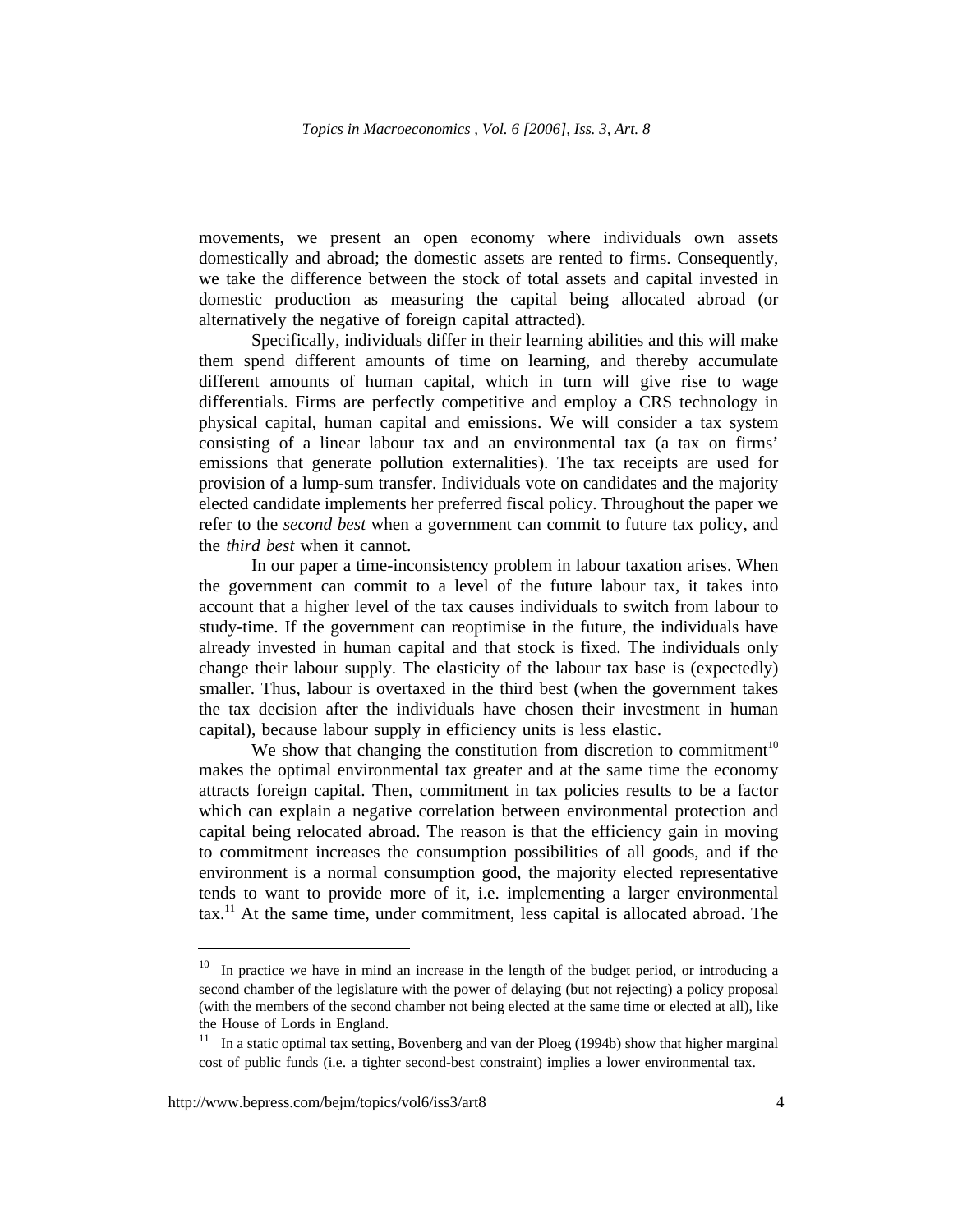movements, we present an open economy where individuals own assets domestically and abroad; the domestic assets are rented to firms. Consequently, we take the difference between the stock of total assets and capital invested in domestic production as measuring the capital being allocated abroad (or alternatively the negative of foreign capital attracted).

Specifically, individuals differ in their learning abilities and this will make them spend different amounts of time on learning, and thereby accumulate different amounts of human capital, which in turn will give rise to wage differentials. Firms are perfectly competitive and employ a CRS technology in physical capital, human capital and emissions. We will consider a tax system consisting of a linear labour tax and an environmental tax (a tax on firms' emissions that generate pollution externalities). The tax receipts are used for provision of a lump-sum transfer. Individuals vote on candidates and the majority elected candidate implements her preferred fiscal policy. Throughout the paper we refer to the *second best* when a government can commit to future tax policy, and the *third best* when it cannot.

In our paper a time-inconsistency problem in labour taxation arises. When the government can commit to a level of the future labour tax, it takes into account that a higher level of the tax causes individuals to switch from labour to study-time. If the government can reoptimise in the future, the individuals have already invested in human capital and that stock is fixed. The individuals only change their labour supply. The elasticity of the labour tax base is (expectedly) smaller. Thus, labour is overtaxed in the third best (when the government takes the tax decision after the individuals have chosen their investment in human capital), because labour supply in efficiency units is less elastic.

We show that changing the constitution from discretion to commitment[10] makes the optimal environmental tax greater and at the same time the economy attracts foreign capital. Then, commitment in tax policies results to be a factor which can explain a negative correlation between environmental protection and capital being relocated abroad. The reason is that the efficiency gain in moving to commitment increases the consumption possibilities of all goods, and if the environment is a normal consumption good, the majority elected representative tends to want to provide more of it, i.e. implementing a larger environmental tax.[11] At the same time, under commitment, less capital is allocated abroad. The

---

[10] In practice we have in mind an increase in the length of the budget period, or introducing a second chamber of the legislature with the power of delaying (but not rejecting) a policy proposal (with the members of the second chamber not being elected at the same time or elected at all), like the House of Lords in England.

[11] In a static optimal tax setting, Bovenberg and van der Ploeg (1994b) show that higher marginal cost of public funds (i.e. a tighter second-best constraint) implies a lower environmental tax.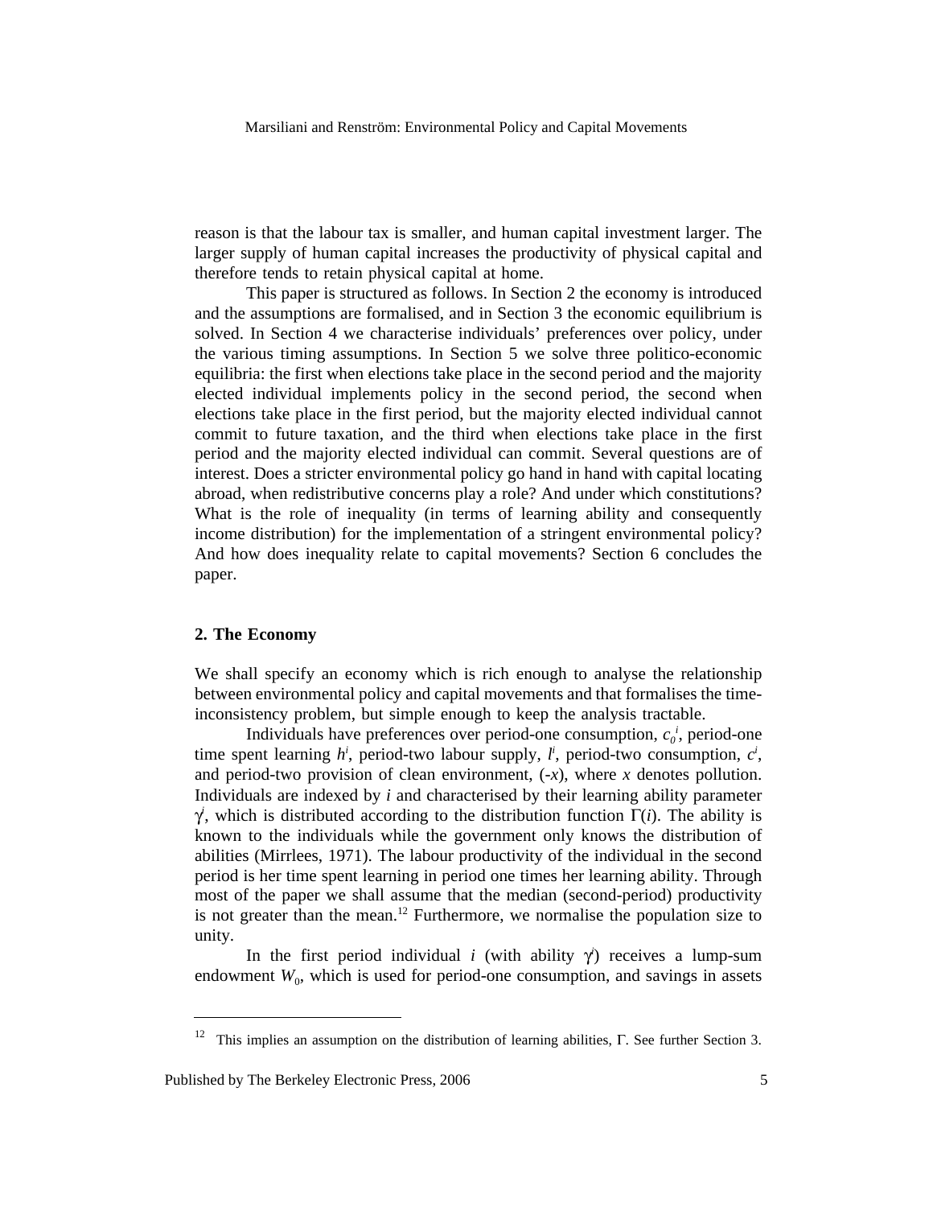reason is that the labour tax is smaller, and human capital investment larger. The larger supply of human capital increases the productivity of physical capital and therefore tends to retain physical capital at home.

This paper is structured as follows. In Section 2 the economy is introduced and the assumptions are formalised, and in Section 3 the economic equilibrium is solved. In Section 4 we characterise individuals' preferences over policy, under the various timing assumptions. In Section 5 we solve three politico-economic equilibria: the first when elections take place in the second period and the majority elected individual implements policy in the second period, the second when elections take place in the first period, but the majority elected individual cannot commit to future taxation, and the third when elections take place in the first period and the majority elected individual can commit. Several questions are of interest. Does a stricter environmental policy go hand in hand with capital locating abroad, when redistributive concerns play a role? And under which constitutions? What is the role of inequality (in terms of learning ability and consequently income distribution) for the implementation of a stringent environmental policy? And how does inequality relate to capital movements? Section 6 concludes the paper.

## 2. The Economy

We shall specify an economy which is rich enough to analyse the relationship between environmental policy and capital movements and that formalises the time-inconsistency problem, but simple enough to keep the analysis tractable.

Individuals have preferences over period-one consumption, $c_0^i$, period-one time spent learning $h^i$, period-two labour supply, $l^i$, period-two consumption, $c^i$, and period-two provision of clean environment, $(-x)$, where $x$ denotes pollution. Individuals are indexed by $i$ and characterised by their learning ability parameter $\gamma^i$, which is distributed according to the distribution function $\Gamma(i)$. The ability is known to the individuals while the government only knows the distribution of abilities (Mirrlees, 1971). The labour productivity of the individual in the second period is her time spent learning in period one times her learning ability. Through most of the paper we shall assume that the median (second-period) productivity is not greater than the mean.[12] Furthermore, we normalise the population size to unity.

In the first period individual $i$ (with ability $\gamma^i$) receives a lump-sum endowment $W_0$, which is used for period-one consumption, and savings in assets

---

[12] This implies an assumption on the distribution of learning abilities, $\Gamma$. See further Section 3.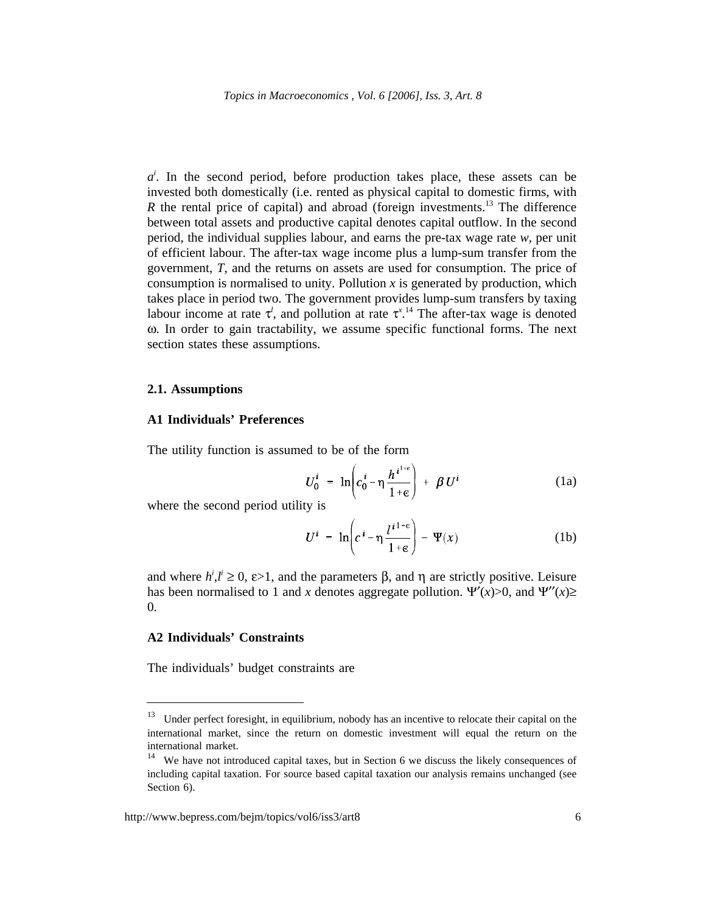$a^i$. In the second period, before production takes place, these assets can be invested both domestically (i.e. rented as physical capital to domestic firms, with $R$ the rental price of capital) and abroad (foreign investments.[13] The difference between total assets and productive capital denotes capital outflow. In the second period, the individual supplies labour, and earns the pre-tax wage rate $w$, per unit of efficient labour. The after-tax wage income plus a lump-sum transfer from the government, $T$, and the returns on assets are used for consumption. The price of consumption is normalised to unity. Pollution $x$ is generated by production, which takes place in period two. The government provides lump-sum transfers by taxing labour income at rate $\tau^l$, and pollution at rate $\tau^x$.[14] The after-tax wage is denoted $\omega$. In order to gain tractability, we assume specific functional forms. The next section states these assumptions.

### 2.1. Assumptions

#### A1 Individuals' Preferences

The utility function is assumed to be of the form

$$U_0^i = \ln\left(c_0^i - \eta \frac{{h^i}^{1+\epsilon}}{1+\epsilon}\right) + \beta U^i \tag{1a}$$

where the second period utility is

$$U^i = \ln\left(c^i - \eta \frac{{l^i}^{1+\epsilon}}{1+\epsilon}\right) - \Psi(x) \tag{1b}$$

and where $h^i, l^i \geq 0$, $\epsilon > 1$, and the parameters $\beta$, and $\eta$ are strictly positive. Leisure has been normalised to 1 and $x$ denotes aggregate pollution. $\Psi'(x) > 0$, and $\Psi''(x) \geq 0$.

#### A2 Individuals' Constraints

The individuals' budget constraints are

---

[13] Under perfect foresight, in equilibrium, nobody has an incentive to relocate their capital on the international market, since the return on domestic investment will equal the return on the international market.

[14] We have not introduced capital taxes, but in Section 6 we discuss the likely consequences of including capital taxation. For source based capital taxation our analysis remains unchanged (see Section 6).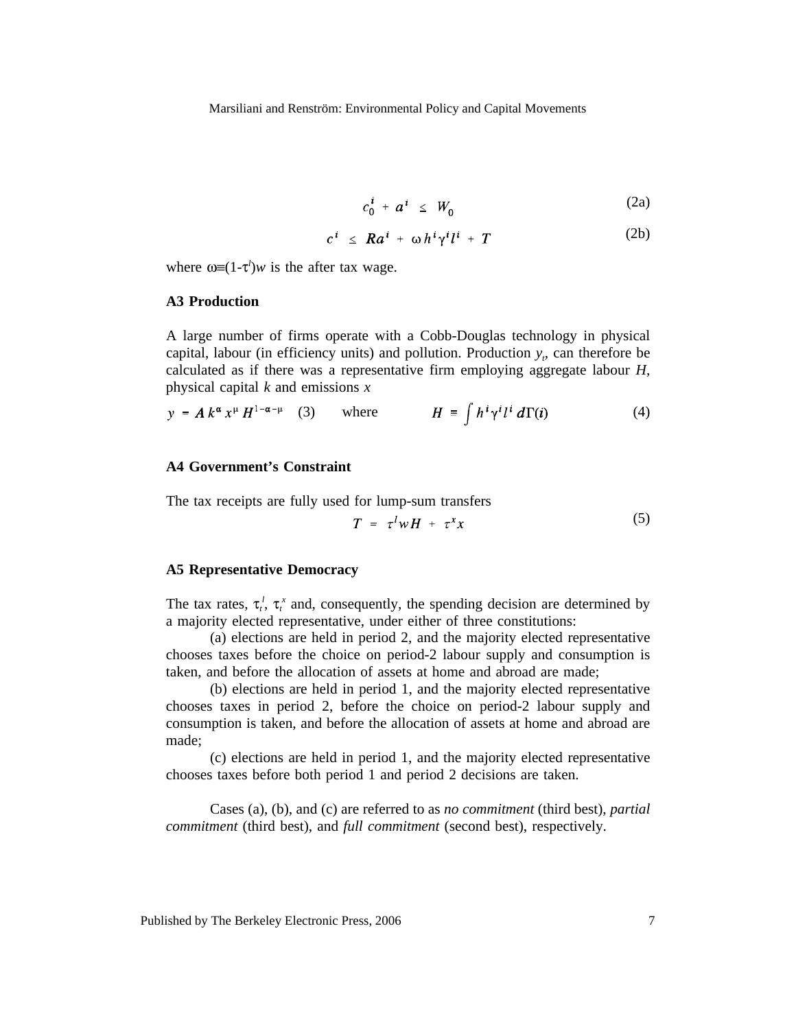$$c_0^i + a^i \leq W_0 \tag{2a}$$

$$c^i \leq Ra^i + \omega h^i \gamma^i l^i + T \tag{2b}$$

where $\omega \equiv (1-\tau^l)w$ is the after tax wage.

### A3 Production

A large number of firms operate with a Cobb-Douglas technology in physical capital, labour (in efficiency units) and pollution. Production $y_t$, can therefore be calculated as if there was a representative firm employing aggregate labour $H$, physical capital $k$ and emissions $x$

$$y = A k^{\alpha} x^{\mu} H^{1-\alpha-\mu} \quad (3) \qquad \text{where} \qquad H \equiv \int h^i \gamma^i l^i \, d\Gamma(i) \tag{4}$$

### A4 Government's Constraint

The tax receipts are fully used for lump-sum transfers

$$T = \tau^l w H + \tau^x x \tag{5}$$

### A5 Representative Democracy

The tax rates, $\tau_t^l$, $\tau_t^x$ and, consequently, the spending decision are determined by a majority elected representative, under either of three constitutions:

(a) elections are held in period 2, and the majority elected representative chooses taxes before the choice on period-2 labour supply and consumption is taken, and before the allocation of assets at home and abroad are made;

(b) elections are held in period 1, and the majority elected representative chooses taxes in period 2, before the choice on period-2 labour supply and consumption is taken, and before the allocation of assets at home and abroad are made;

(c) elections are held in period 1, and the majority elected representative chooses taxes before both period 1 and period 2 decisions are taken.

Cases (a), (b), and (c) are referred to as *no commitment* (third best), *partial commitment* (third best), and *full commitment* (second best), respectively.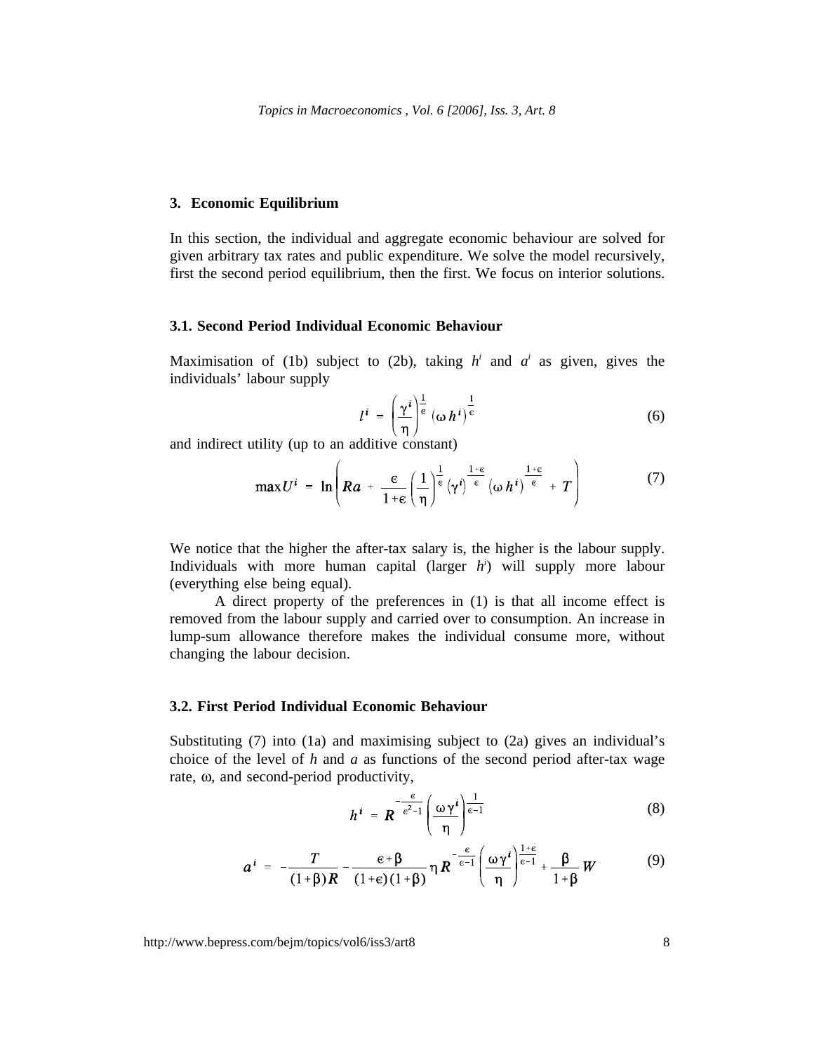## 3. Economic Equilibrium

In this section, the individual and aggregate economic behaviour are solved for given arbitrary tax rates and public expenditure. We solve the model recursively, first the second period equilibrium, then the first. We focus on interior solutions.

### 3.1. Second Period Individual Economic Behaviour

Maximisation of (1b) subject to (2b), taking $h^i$ and $a^i$ as given, gives the individuals' labour supply

$$l^i = \left(\frac{\gamma^i}{\eta}\right)^{\frac{1}{\epsilon}} \left(\omega h^i\right)^{\frac{1}{\epsilon}} \tag{6}$$

and indirect utility (up to an additive constant)

$$\max U^i = \ln\left(Ra + \frac{\epsilon}{1+\epsilon}\left(\frac{1}{\eta}\right)^{\frac{1}{\epsilon}} \left(\gamma^i\right)^{\frac{1+\epsilon}{\epsilon}} \left(\omega h^i\right)^{\frac{1+\epsilon}{\epsilon}} + T\right) \tag{7}$$

We notice that the higher the after-tax salary is, the higher is the labour supply. Individuals with more human capital (larger $h^i$) will supply more labour (everything else being equal).

A direct property of the preferences in (1) is that all income effect is removed from the labour supply and carried over to consumption. An increase in lump-sum allowance therefore makes the individual consume more, without changing the labour decision.

### 3.2. First Period Individual Economic Behaviour

Substituting (7) into (1a) and maximising subject to (2a) gives an individual's choice of the level of $h$ and $a$ as functions of the second period after-tax wage rate, $\omega$, and second-period productivity,

$$h^i = R^{-\frac{\epsilon}{\epsilon^2-1}} \left(\frac{\omega\gamma^i}{\eta}\right)^{\frac{1}{\epsilon-1}} \tag{8}$$

$$a^i = -\frac{T}{(1+\beta)R} - \frac{\epsilon+\beta}{(1+\epsilon)(1+\beta)}\eta R^{-\frac{\epsilon}{\epsilon-1}} \left(\frac{\omega\gamma^i}{\eta}\right)^{\frac{1+\epsilon}{\epsilon-1}} + \frac{\beta}{1+\beta} W \tag{9}$$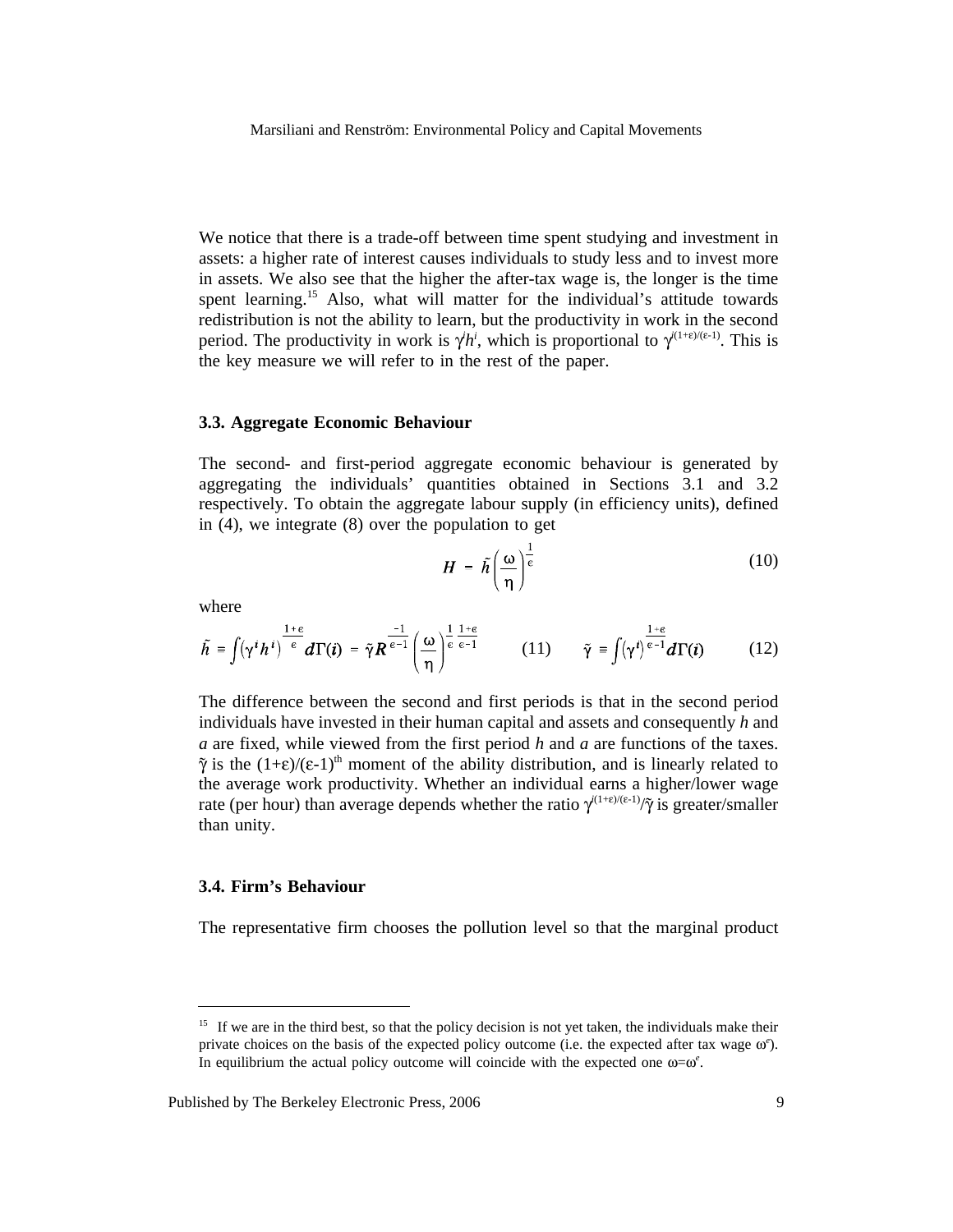We notice that there is a trade-off between time spent studying and investment in assets: a higher rate of interest causes individuals to study less and to invest more in assets. We also see that the higher the after-tax wage is, the longer is the time spent learning.[15] Also, what will matter for the individual's attitude towards redistribution is not the ability to learn, but the productivity in work in the second period. The productivity in work is $\gamma^i h^i$, which is proportional to $\gamma^{i(1+\epsilon)/(\epsilon-1)}$. This is the key measure we will refer to in the rest of the paper.

### 3.3. Aggregate Economic Behaviour

The second- and first-period aggregate economic behaviour is generated by aggregating the individuals' quantities obtained in Sections 3.1 and 3.2 respectively. To obtain the aggregate labour supply (in efficiency units), defined in (4), we integrate (8) over the population to get

$$H = \tilde{h}\left(\frac{\omega}{\eta}\right)^{\frac{1}{\epsilon}} \tag{10}$$

where

$$\tilde{h} \equiv \int \left(\gamma^i h^i\right)^{\frac{1+\epsilon}{\epsilon}} d\Gamma(i) = \tilde{\gamma} R^{\frac{-1}{\epsilon-1}} \left(\frac{\omega}{\eta}\right)^{\frac{1}{\epsilon}\frac{1+\epsilon}{\epsilon-1}} \qquad (11) \qquad\qquad \tilde{\gamma} \equiv \int \left(\gamma^i\right)^{\frac{1+\epsilon}{\epsilon-1}} d\Gamma(i) \qquad (12)$$

The difference between the second and first periods is that in the second period individuals have invested in their human capital and assets and consequently *h* and *a* are fixed, while viewed from the first period *h* and *a* are functions of the taxes. $\tilde{\gamma}$ is the $(1+\epsilon)/(\epsilon-1)^{\text{th}}$ moment of the ability distribution, and is linearly related to the average work productivity. Whether an individual earns a higher/lower wage rate (per hour) than average depends whether the ratio $\gamma^{i(1+\epsilon)/(\epsilon-1)}/\tilde{\gamma}$ is greater/smaller than unity.

### 3.4. Firm's Behaviour

The representative firm chooses the pollution level so that the marginal product

---

[15] If we are in the third best, so that the policy decision is not yet taken, the individuals make their private choices on the basis of the expected policy outcome (i.e. the expected after tax wage $\omega^e$). In equilibrium the actual policy outcome will coincide with the expected one $\omega=\omega^e$.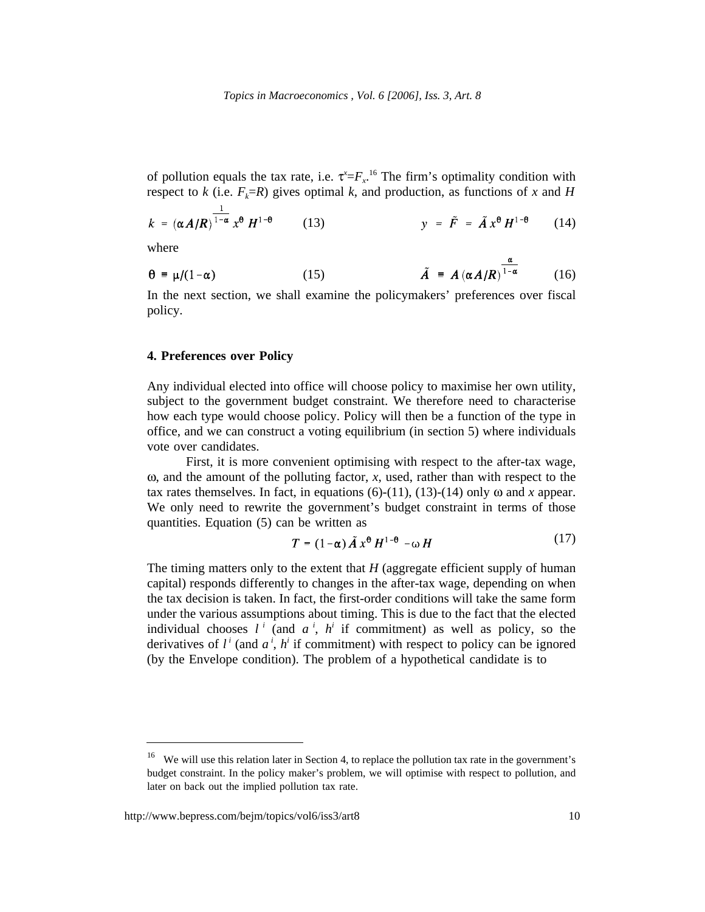of pollution equals the tax rate, i.e. $\tau^x = F_x$.[16] The firm's optimality condition with respect to $k$ (i.e. $F_k = R$) gives optimal $k$, and production, as functions of $x$ and $H$

$$k = (\alpha A/R)^{\frac{1}{1-\alpha}} x^{\theta} H^{1-\theta} \qquad (13) \qquad\qquad y = \tilde{F} = \tilde{A}\, x^{\theta} H^{1-\theta} \qquad (14)$$

where

$$\theta \equiv \mu/(1-\alpha) \qquad (15) \qquad\qquad \tilde{A} \equiv A\,(\alpha A/R)^{\frac{\alpha}{1-\alpha}} \qquad (16)$$

In the next section, we shall examine the policymakers' preferences over fiscal policy.

## 4. Preferences over Policy

Any individual elected into office will choose policy to maximise her own utility, subject to the government budget constraint. We therefore need to characterise how each type would choose policy. Policy will then be a function of the type in office, and we can construct a voting equilibrium (in section 5) where individuals vote over candidates.

First, it is more convenient optimising with respect to the after-tax wage, $\omega$, and the amount of the polluting factor, $x$, used, rather than with respect to the tax rates themselves. In fact, in equations (6)-(11), (13)-(14) only $\omega$ and $x$ appear. We only need to rewrite the government's budget constraint in terms of those quantities. Equation (5) can be written as

$$T = (1-\alpha)\,\tilde{A}\, x^{\theta} H^{1-\theta} - \omega H \qquad (17)$$

The timing matters only to the extent that $H$ (aggregate efficient supply of human capital) responds differently to changes in the after-tax wage, depending on when the tax decision is taken. In fact, the first-order conditions will take the same form under the various assumptions about timing. This is due to the fact that the elected individual chooses $l^i$ (and $a^i$, $h^i$ if commitment) as well as policy, so the derivatives of $l^i$ (and $a^i$, $h^i$ if commitment) with respect to policy can be ignored (by the Envelope condition). The problem of a hypothetical candidate is to

---

[16] We will use this relation later in Section 4, to replace the pollution tax rate in the government's budget constraint. In the policy maker's problem, we will optimise with respect to pollution, and later on back out the implied pollution tax rate.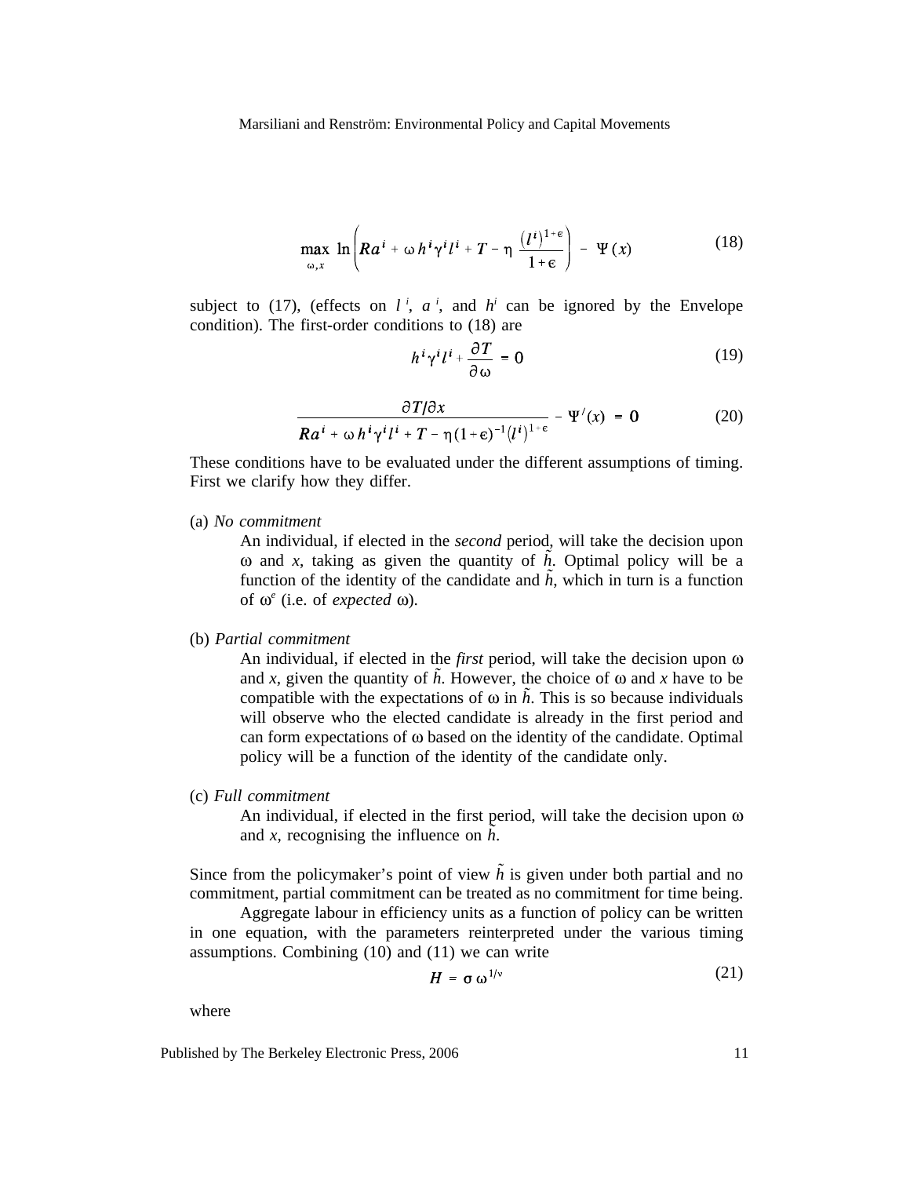$$\max_{\omega, x} \ \ln\left( Ra^i + \omega h^i \gamma^i l^i + T - \eta \frac{(l^i)^{1+\epsilon}}{1+\epsilon} \right) - \Psi(x) \tag{18}$$

subject to (17), (effects on $l^i$, $a^i$, and $h^i$ can be ignored by the Envelope condition). The first-order conditions to (18) are

$$h^i \gamma^i l^i + \frac{\partial T}{\partial \omega} = 0 \tag{19}$$

$$\frac{\partial T / \partial x}{Ra^i + \omega h^i \gamma^i l^i + T - \eta (1+\epsilon)^{-1} (l^i)^{1+\epsilon}} - \Psi'(x) = 0 \tag{20}$$

These conditions have to be evaluated under the different assumptions of timing. First we clarify how they differ.

(a) *No commitment*

An individual, if elected in the *second* period, will take the decision upon $\omega$ and $x$, taking as given the quantity of $\tilde{h}$. Optimal policy will be a function of the identity of the candidate and $\tilde{h}$, which in turn is a function of $\omega^e$ (i.e. of *expected* $\omega$).

(b) *Partial commitment*

An individual, if elected in the *first* period, will take the decision upon $\omega$ and $x$, given the quantity of $\tilde{h}$. However, the choice of $\omega$ and $x$ have to be compatible with the expectations of $\omega$ in $\tilde{h}$. This is so because individuals will observe who the elected candidate is already in the first period and can form expectations of $\omega$ based on the identity of the candidate. Optimal policy will be a function of the identity of the candidate only.

(c) *Full commitment*

An individual, if elected in the first period, will take the decision upon $\omega$ and $x$, recognising the influence on $\tilde{h}$.

Since from the policymaker's point of view $\tilde{h}$ is given under both partial and no commitment, partial commitment can be treated as no commitment for time being.

Aggregate labour in efficiency units as a function of policy can be written in one equation, with the parameters reinterpreted under the various timing assumptions. Combining (10) and (11) we can write

$$H = \sigma \, \omega^{1/\nu} \tag{21}$$

where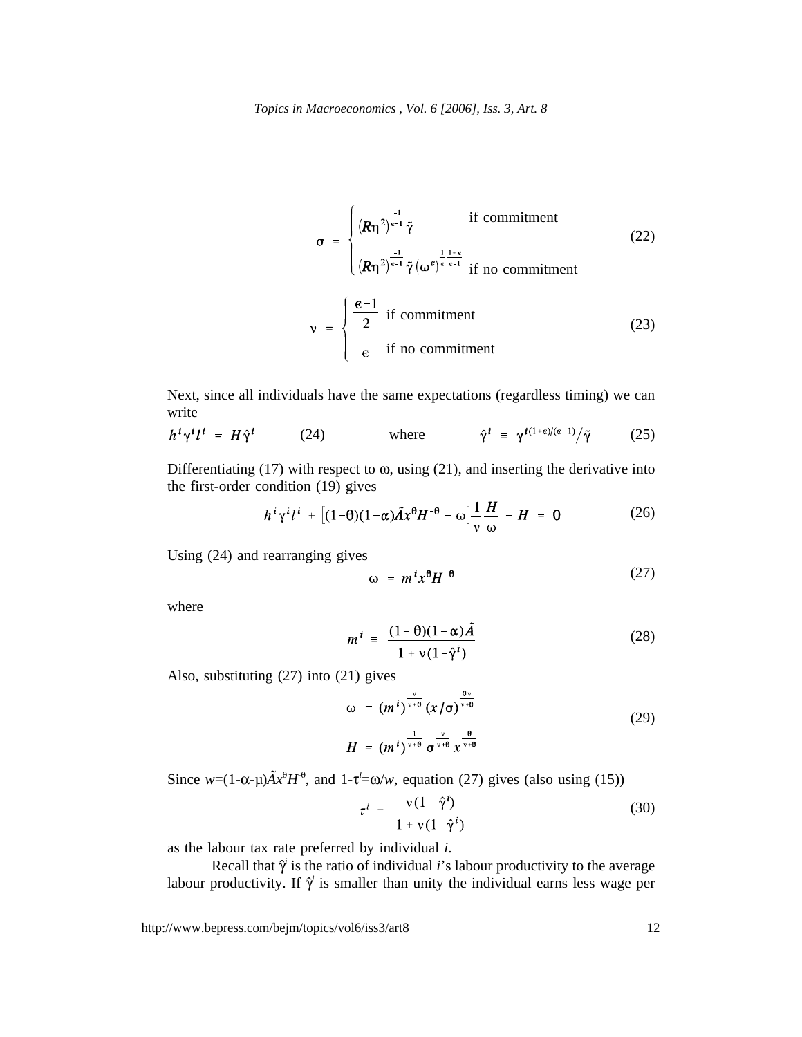$$\sigma = \begin{cases} (R\eta^2)^{\frac{-1}{\epsilon-1}} \tilde{\gamma} & \text{if commitment} \\ (R\eta^2)^{\frac{-1}{\epsilon-1}} \tilde{\gamma} \, (\omega^{\epsilon})^{\frac{1}{\epsilon}\frac{1-\epsilon}{\epsilon-1}} & \text{if no commitment} \end{cases} \tag{22}$$

$$\nu = \begin{cases} \dfrac{\epsilon-1}{2} & \text{if commitment} \\ \epsilon & \text{if no commitment} \end{cases} \tag{23}$$

Next, since all individuals have the same expectations (regardless timing) we can write

$$h^i \gamma^i l^i = H \hat{\gamma}^i \tag{24}$$

where

$$\hat{\gamma}^i \equiv \gamma^{i(1+\epsilon)/(\epsilon-1)} / \tilde{\gamma} \tag{25}$$

Differentiating (17) with respect to ω, using (21), and inserting the derivative into the first-order condition (19) gives

$$h^i \gamma^i l^i + \left[(1-\theta)(1-\alpha)\tilde{A}x^{\theta}H^{-\theta} - \omega\right]\frac{1}{\nu}\frac{H}{\omega} - H = 0 \tag{26}$$

Using (24) and rearranging gives

$$\omega = m^i x^{\theta} H^{-\theta} \tag{27}$$

where

$$m^i \equiv \frac{(1-\theta)(1-\alpha)\tilde{A}}{1 + \nu(1-\hat{\gamma}^i)} \tag{28}$$

Also, substituting (27) into (21) gives

$$\begin{aligned} \omega &= (m^i)^{\frac{\nu}{\nu+\theta}} (x/\sigma)^{\frac{\theta\nu}{\nu+\theta}} \\ H &= (m^i)^{\frac{1}{\nu+\theta}} \sigma^{\frac{\nu}{\nu+\theta}} x^{\frac{\theta}{\nu+\theta}} \end{aligned} \tag{29}$$

Since $w=(1-\alpha-\mu)\tilde{A}x^{\theta}H^{-\theta}$, and $1-\tau^l=\omega/w$, equation (27) gives (also using (15))

$$\tau^l = \frac{\nu(1-\hat{\gamma}^i)}{1 + \nu(1-\hat{\gamma}^i)} \tag{30}$$

as the labour tax rate preferred by individual *i*.

Recall that $\hat{\gamma}^i$ is the ratio of individual *i*'s labour productivity to the average labour productivity. If $\hat{\gamma}^i$ is smaller than unity the individual earns less wage per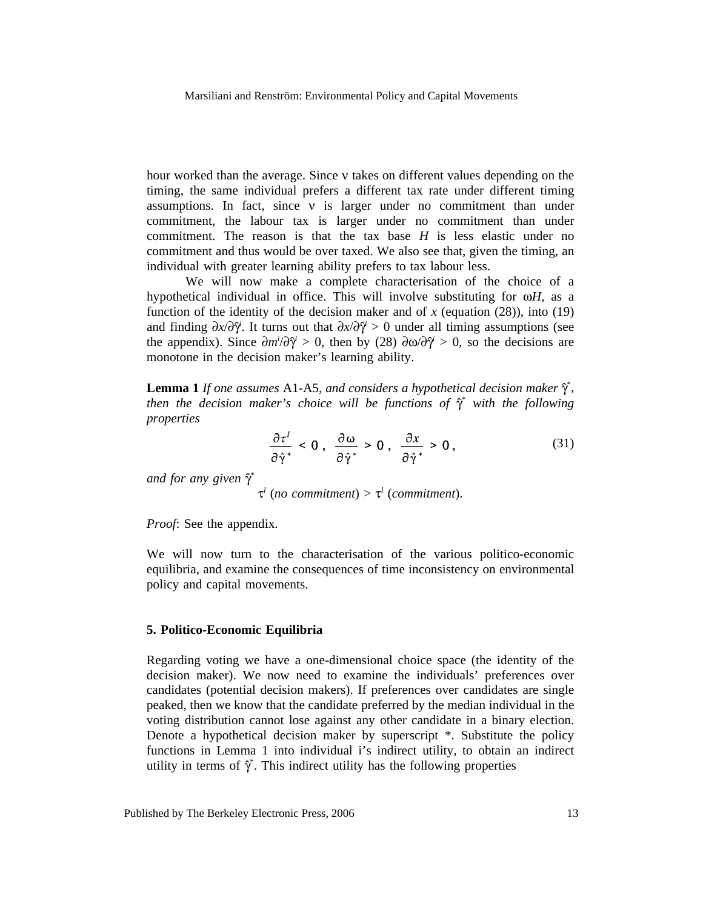hour worked than the average. Since $\nu$ takes on different values depending on the timing, the same individual prefers a different tax rate under different timing assumptions. In fact, since $\nu$ is larger under no commitment than under commitment, the labour tax is larger under no commitment than under commitment. The reason is that the tax base $H$ is less elastic under no commitment and thus would be over taxed. We also see that, given the timing, an individual with greater learning ability prefers to tax labour less.

We will now make a complete characterisation of the choice of a hypothetical individual in office. This will involve substituting for $\omega H$, as a function of the identity of the decision maker and of $x$ (equation (28)), into (19) and finding $\partial x/\partial\hat{\gamma}^i$. It turns out that $\partial x/\partial\hat{\gamma}^i > 0$ under all timing assumptions (see the appendix). Since $\partial m^i/\partial\hat{\gamma}^i > 0$, then by (28) $\partial\omega/\partial\hat{\gamma}^i > 0$, so the decisions are monotone in the decision maker's learning ability.

**Lemma 1** *If one assumes* A1-A5, *and considers a hypothetical decision maker* $\hat{\gamma}^*$, *then the decision maker's choice will be functions of* $\hat{\gamma}^*$ *with the following properties*

$$\frac{\partial \tau^l}{\partial \hat{\gamma}^*} < 0 \, , \;\; \frac{\partial \omega}{\partial \hat{\gamma}^*} > 0 \, , \;\; \frac{\partial x}{\partial \hat{\gamma}^*} > 0 \, , \tag{31}$$

*and for any given* $\hat{\gamma}^*$

$$\tau^l \text{ (no commitment)} > \tau^l \text{ (commitment)}.$$

*Proof*: See the appendix.

We will now turn to the characterisation of the various politico-economic equilibria, and examine the consequences of time inconsistency on environmental policy and capital movements.

## 5. Politico-Economic Equilibria

Regarding voting we have a one-dimensional choice space (the identity of the decision maker). We now need to examine the individuals' preferences over candidates (potential decision makers). If preferences over candidates are single peaked, then we know that the candidate preferred by the median individual in the voting distribution cannot lose against any other candidate in a binary election. Denote a hypothetical decision maker by superscript *. Substitute the policy functions in Lemma 1 into individual i's indirect utility, to obtain an indirect utility in terms of $\hat{\gamma}^*$. This indirect utility has the following properties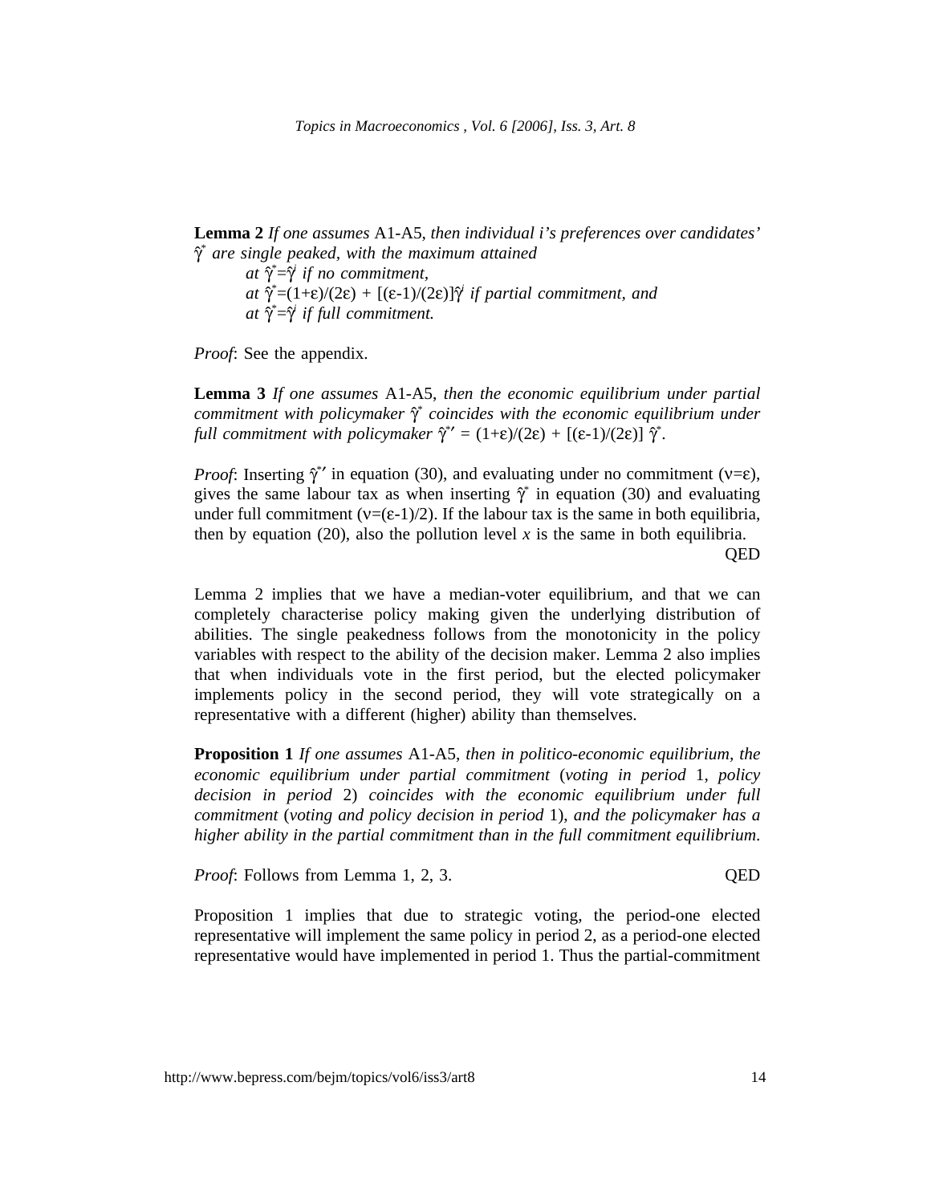**Lemma 2** *If one assumes* A1-A5, *then individual i's preferences over candidates' $\hat{\gamma}^*$ are single peaked, with the maximum attained*

*at $\hat{\gamma}^*=\hat{\gamma}^i$ if no commitment,*

*at $\hat{\gamma}^*=(1+\varepsilon)/(2\varepsilon) + [(\varepsilon-1)/(2\varepsilon)]\hat{\gamma}^i$ if partial commitment, and*

*at $\hat{\gamma}^*=\hat{\gamma}^i$ if full commitment.*

*Proof*: See the appendix.

**Lemma 3** *If one assumes* A1-A5, *then the economic equilibrium under partial commitment with policymaker $\hat{\gamma}^*$ coincides with the economic equilibrium under full commitment with policymaker $\hat{\gamma}^{*\prime} = (1+\varepsilon)/(2\varepsilon) + [(\varepsilon-1)/(2\varepsilon)]\, \hat{\gamma}^*$.*

*Proof*: Inserting $\hat{\gamma}^{*\prime}$ in equation (30), and evaluating under no commitment ($\nu=\varepsilon$), gives the same labour tax as when inserting $\hat{\gamma}^*$ in equation (30) and evaluating under full commitment ($\nu=(\varepsilon-1)/2$). If the labour tax is the same in both equilibria, then by equation (20), also the pollution level $x$ is the same in both equilibria.

QED

Lemma 2 implies that we have a median-voter equilibrium, and that we can completely characterise policy making given the underlying distribution of abilities. The single peakedness follows from the monotonicity in the policy variables with respect to the ability of the decision maker. Lemma 2 also implies that when individuals vote in the first period, but the elected policymaker implements policy in the second period, they will vote strategically on a representative with a different (higher) ability than themselves.

**Proposition 1** *If one assumes* A1-A5, *then in politico-economic equilibrium, the economic equilibrium under partial commitment* (*voting in period* 1, *policy decision in period* 2) *coincides with the economic equilibrium under full commitment* (*voting and policy decision in period* 1), *and the policymaker has a higher ability in the partial commitment than in the full commitment equilibrium.*

*Proof*: Follows from Lemma 1, 2, 3. QED

Proposition 1 implies that due to strategic voting, the period-one elected representative will implement the same policy in period 2, as a period-one elected representative would have implemented in period 1. Thus the partial-commitment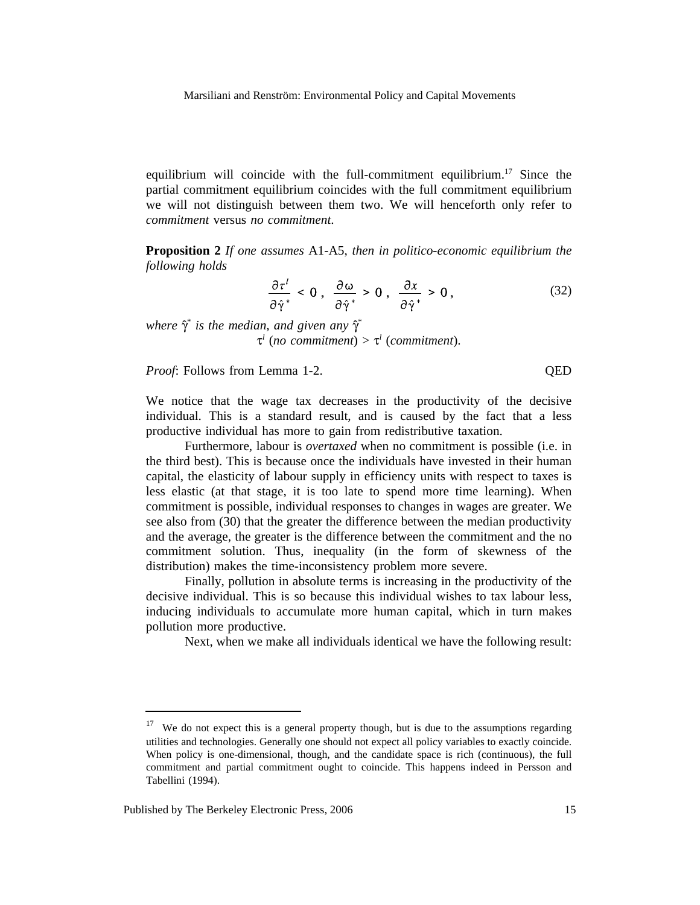equilibrium will coincide with the full-commitment equilibrium.[17] Since the partial commitment equilibrium coincides with the full commitment equilibrium we will not distinguish between them two. We will henceforth only refer to *commitment* versus *no commitment.*

**Proposition 2** *If one assumes* A1-A5, *then in politico-economic equilibrium the following holds*

$$\frac{\partial \tau^l}{\partial \hat{\gamma}^*} < 0 \,, \;\; \frac{\partial \omega}{\partial \hat{\gamma}^*} > 0 \,, \;\; \frac{\partial x}{\partial \hat{\gamma}^*} > 0 \,, \tag{32}$$

*where* $\hat{\gamma}^*$ *is the median, and given any* $\hat{\gamma}^*$

$$\tau^l \text{ (}\textit{no commitment}\text{)} > \tau^l \text{ (}\textit{commitment}\text{)}.$$

*Proof*: Follows from Lemma 1-2. QED

We notice that the wage tax decreases in the productivity of the decisive individual. This is a standard result, and is caused by the fact that a less productive individual has more to gain from redistributive taxation.

Furthermore, labour is *overtaxed* when no commitment is possible (i.e. in the third best). This is because once the individuals have invested in their human capital, the elasticity of labour supply in efficiency units with respect to taxes is less elastic (at that stage, it is too late to spend more time learning). When commitment is possible, individual responses to changes in wages are greater. We see also from (30) that the greater the difference between the median productivity and the average, the greater is the difference between the commitment and the no commitment solution. Thus, inequality (in the form of skewness of the distribution) makes the time-inconsistency problem more severe.

Finally, pollution in absolute terms is increasing in the productivity of the decisive individual. This is so because this individual wishes to tax labour less, inducing individuals to accumulate more human capital, which in turn makes pollution more productive.

Next, when we make all individuals identical we have the following result:

---

[17] We do not expect this is a general property though, but is due to the assumptions regarding utilities and technologies. Generally one should not expect all policy variables to exactly coincide. When policy is one-dimensional, though, and the candidate space is rich (continuous), the full commitment and partial commitment ought to coincide. This happens indeed in Persson and Tabellini (1994).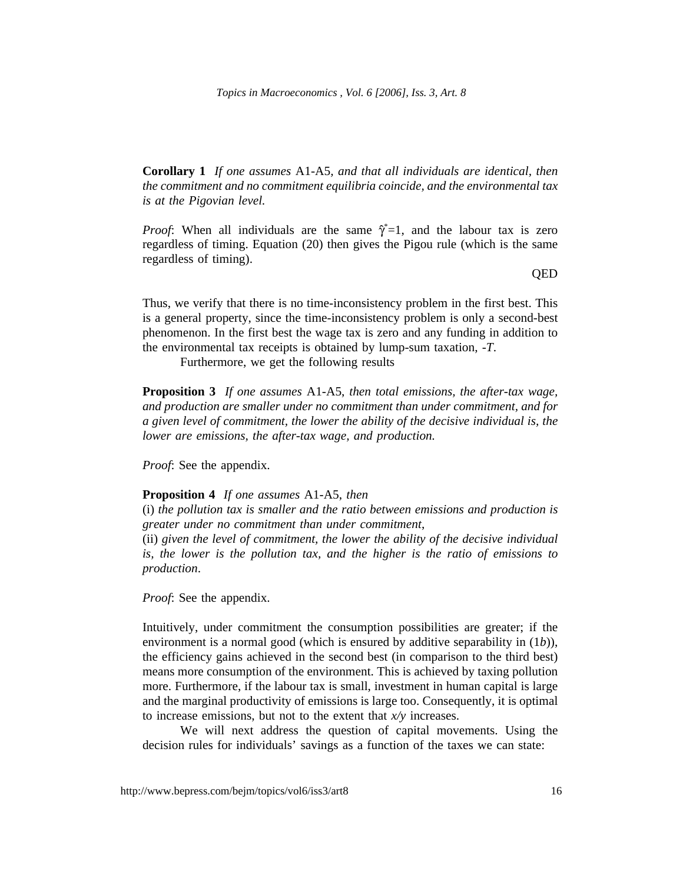**Corollary 1** *If one assumes* A1-A5*, and that all individuals are identical, then the commitment and no commitment equilibria coincide, and the environmental tax is at the Pigovian level.*

*Proof*: When all individuals are the same $\hat{\gamma}^{*}=1$, and the labour tax is zero regardless of timing. Equation (20) then gives the Pigou rule (which is the same regardless of timing).

QED

Thus, we verify that there is no time-inconsistency problem in the first best. This is a general property, since the time-inconsistency problem is only a second-best phenomenon. In the first best the wage tax is zero and any funding in addition to the environmental tax receipts is obtained by lump-sum taxation, $-T$.

Furthermore, we get the following results

**Proposition 3** *If one assumes* A1-A5, *then total emissions, the after-tax wage, and production are smaller under no commitment than under commitment, and for a given level of commitment, the lower the ability of the decisive individual is, the lower are emissions, the after-tax wage, and production.*

*Proof*: See the appendix.

**Proposition 4** *If one assumes* A1-A5, *then*

(i) *the pollution tax is smaller and the ratio between emissions and production is greater under no commitment than under commitment*,

(ii) *given the level of commitment, the lower the ability of the decisive individual is, the lower is the pollution tax, and the higher is the ratio of emissions to production*.

*Proof*: See the appendix.

Intuitively, under commitment the consumption possibilities are greater; if the environment is a normal good (which is ensured by additive separability in (1*b*)), the efficiency gains achieved in the second best (in comparison to the third best) means more consumption of the environment. This is achieved by taxing pollution more. Furthermore, if the labour tax is small, investment in human capital is large and the marginal productivity of emissions is large too. Consequently, it is optimal to increase emissions, but not to the extent that $x/y$ increases.

We will next address the question of capital movements. Using the decision rules for individuals' savings as a function of the taxes we can state: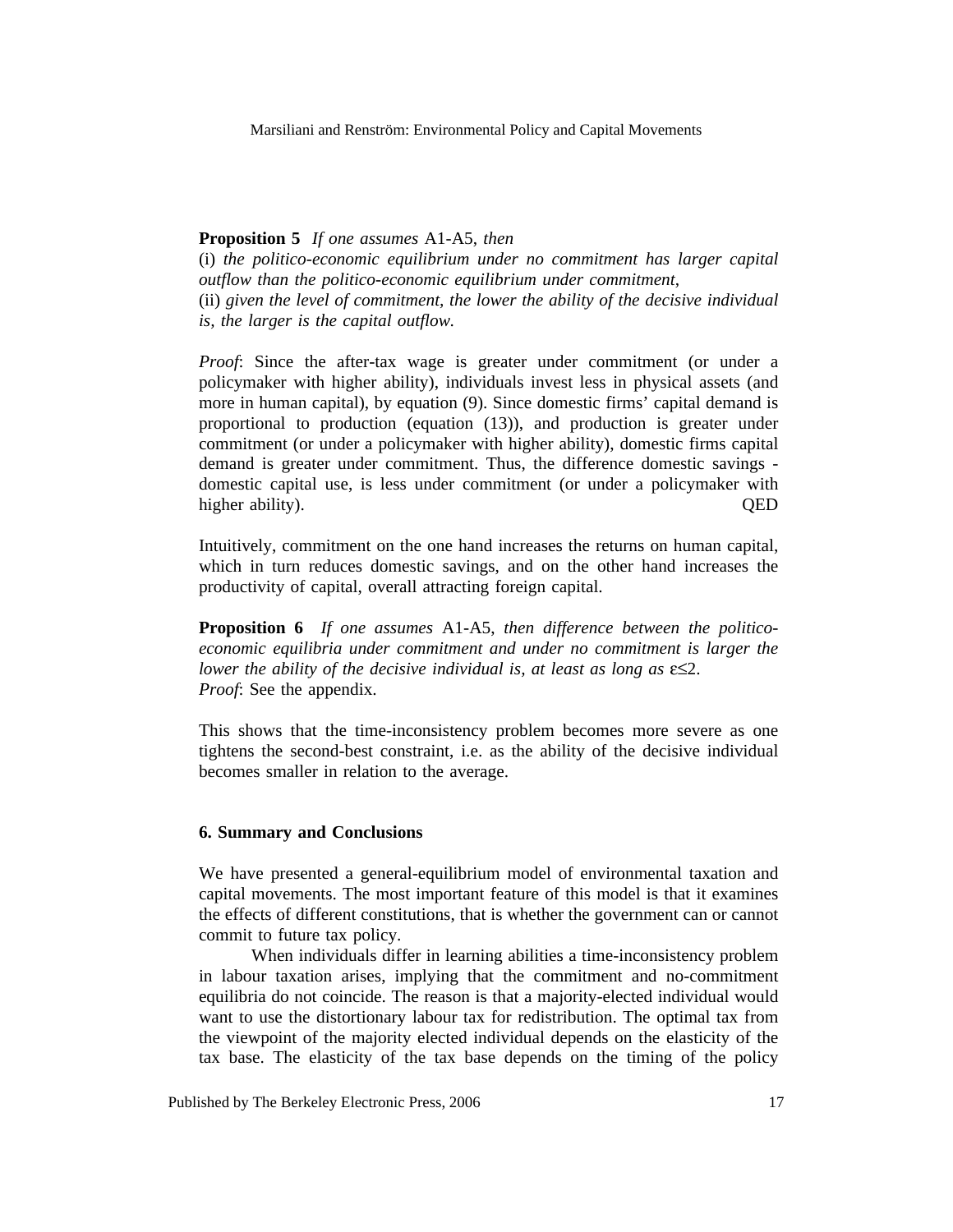**Proposition 5** *If one assumes* A1-A5, *then*
(i) *the politico-economic equilibrium under no commitment has larger capital outflow than the politico-economic equilibrium under commitment,*
(ii) *given the level of commitment, the lower the ability of the decisive individual is, the larger is the capital outflow.*

*Proof*: Since the after-tax wage is greater under commitment (or under a policymaker with higher ability), individuals invest less in physical assets (and more in human capital), by equation (9). Since domestic firms' capital demand is proportional to production (equation (13)), and production is greater under commitment (or under a policymaker with higher ability), domestic firms capital demand is greater under commitment. Thus, the difference domestic savings - domestic capital use, is less under commitment (or under a policymaker with higher ability). QED

Intuitively, commitment on the one hand increases the returns on human capital, which in turn reduces domestic savings, and on the other hand increases the productivity of capital, overall attracting foreign capital.

**Proposition 6** *If one assumes* A1-A5, *then difference between the politico-economic equilibria under commitment and under no commitment is larger the lower the ability of the decisive individual is, at least as long as* $\varepsilon \leq 2$.
*Proof*: See the appendix.

This shows that the time-inconsistency problem becomes more severe as one tightens the second-best constraint, i.e. as the ability of the decisive individual becomes smaller in relation to the average.

## 6. Summary and Conclusions

We have presented a general-equilibrium model of environmental taxation and capital movements. The most important feature of this model is that it examines the effects of different constitutions, that is whether the government can or cannot commit to future tax policy.

When individuals differ in learning abilities a time-inconsistency problem in labour taxation arises, implying that the commitment and no-commitment equilibria do not coincide. The reason is that a majority-elected individual would want to use the distortionary labour tax for redistribution. The optimal tax from the viewpoint of the majority elected individual depends on the elasticity of the tax base. The elasticity of the tax base depends on the timing of the policy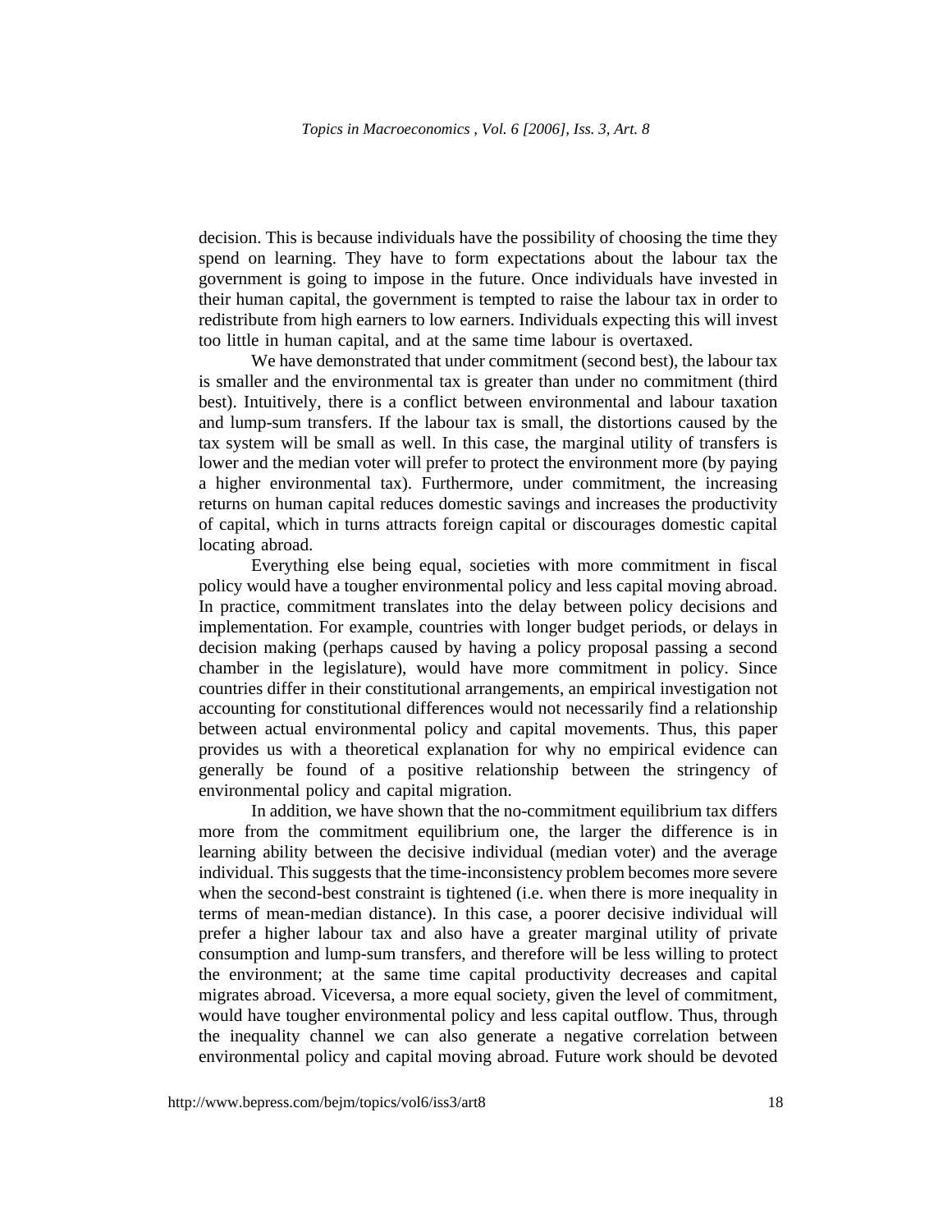decision. This is because individuals have the possibility of choosing the time they spend on learning. They have to form expectations about the labour tax the government is going to impose in the future. Once individuals have invested in their human capital, the government is tempted to raise the labour tax in order to redistribute from high earners to low earners. Individuals expecting this will invest too little in human capital, and at the same time labour is overtaxed.

We have demonstrated that under commitment (second best), the labour tax is smaller and the environmental tax is greater than under no commitment (third best). Intuitively, there is a conflict between environmental and labour taxation and lump-sum transfers. If the labour tax is small, the distortions caused by the tax system will be small as well. In this case, the marginal utility of transfers is lower and the median voter will prefer to protect the environment more (by paying a higher environmental tax). Furthermore, under commitment, the increasing returns on human capital reduces domestic savings and increases the productivity of capital, which in turns attracts foreign capital or discourages domestic capital locating abroad.

Everything else being equal, societies with more commitment in fiscal policy would have a tougher environmental policy and less capital moving abroad. In practice, commitment translates into the delay between policy decisions and implementation. For example, countries with longer budget periods, or delays in decision making (perhaps caused by having a policy proposal passing a second chamber in the legislature), would have more commitment in policy. Since countries differ in their constitutional arrangements, an empirical investigation not accounting for constitutional differences would not necessarily find a relationship between actual environmental policy and capital movements. Thus, this paper provides us with a theoretical explanation for why no empirical evidence can generally be found of a positive relationship between the stringency of environmental policy and capital migration.

In addition, we have shown that the no-commitment equilibrium tax differs more from the commitment equilibrium one, the larger the difference is in learning ability between the decisive individual (median voter) and the average individual. This suggests that the time-inconsistency problem becomes more severe when the second-best constraint is tightened (i.e. when there is more inequality in terms of mean-median distance). In this case, a poorer decisive individual will prefer a higher labour tax and also have a greater marginal utility of private consumption and lump-sum transfers, and therefore will be less willing to protect the environment; at the same time capital productivity decreases and capital migrates abroad. Viceversa, a more equal society, given the level of commitment, would have tougher environmental policy and less capital outflow. Thus, through the inequality channel we can also generate a negative correlation between environmental policy and capital moving abroad. Future work should be devoted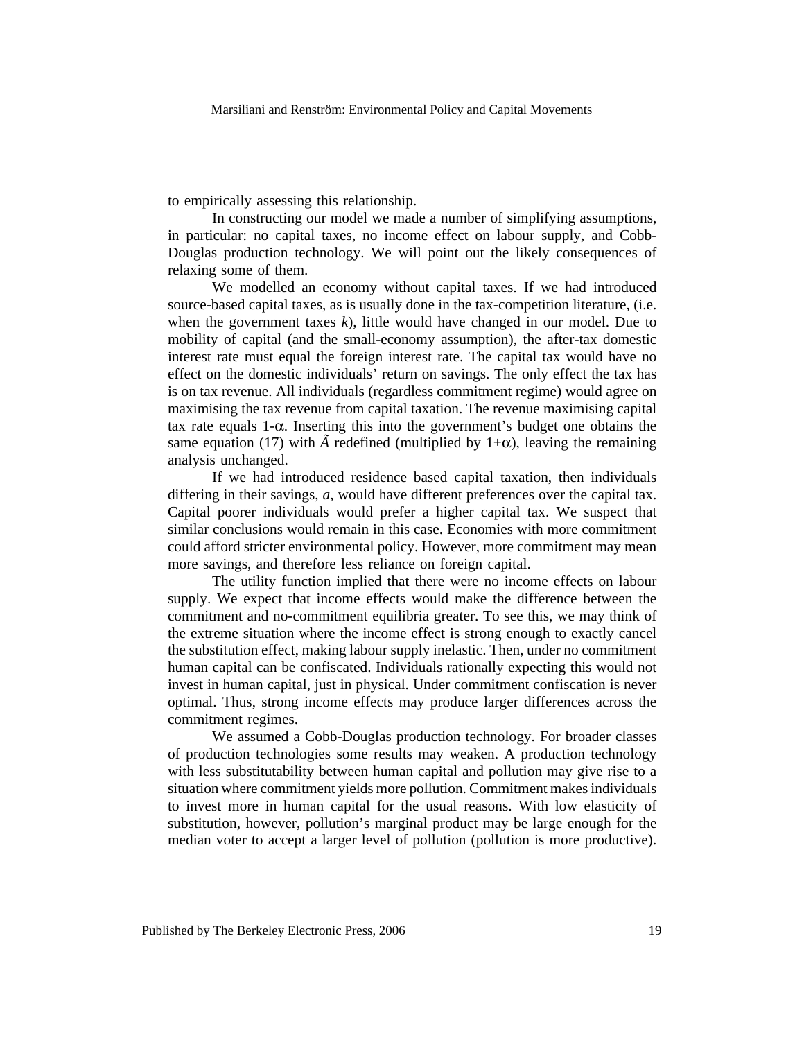to empirically assessing this relationship.

In constructing our model we made a number of simplifying assumptions, in particular: no capital taxes, no income effect on labour supply, and Cobb-Douglas production technology. We will point out the likely consequences of relaxing some of them.

We modelled an economy without capital taxes. If we had introduced source-based capital taxes, as is usually done in the tax-competition literature, (i.e. when the government taxes $k$), little would have changed in our model. Due to mobility of capital (and the small-economy assumption), the after-tax domestic interest rate must equal the foreign interest rate. The capital tax would have no effect on the domestic individuals' return on savings. The only effect the tax has is on tax revenue. All individuals (regardless commitment regime) would agree on maximising the tax revenue from capital taxation. The revenue maximising capital tax rate equals $1\text{-}\alpha$. Inserting this into the government's budget one obtains the same equation (17) with $\tilde{A}$ redefined (multiplied by $1+\alpha$), leaving the remaining analysis unchanged.

If we had introduced residence based capital taxation, then individuals differing in their savings, $a$, would have different preferences over the capital tax. Capital poorer individuals would prefer a higher capital tax. We suspect that similar conclusions would remain in this case. Economies with more commitment could afford stricter environmental policy. However, more commitment may mean more savings, and therefore less reliance on foreign capital.

The utility function implied that there were no income effects on labour supply. We expect that income effects would make the difference between the commitment and no-commitment equilibria greater. To see this, we may think of the extreme situation where the income effect is strong enough to exactly cancel the substitution effect, making labour supply inelastic. Then, under no commitment human capital can be confiscated. Individuals rationally expecting this would not invest in human capital, just in physical. Under commitment confiscation is never optimal. Thus, strong income effects may produce larger differences across the commitment regimes.

We assumed a Cobb-Douglas production technology. For broader classes of production technologies some results may weaken. A production technology with less substitutability between human capital and pollution may give rise to a situation where commitment yields more pollution. Commitment makes individuals to invest more in human capital for the usual reasons. With low elasticity of substitution, however, pollution's marginal product may be large enough for the median voter to accept a larger level of pollution (pollution is more productive).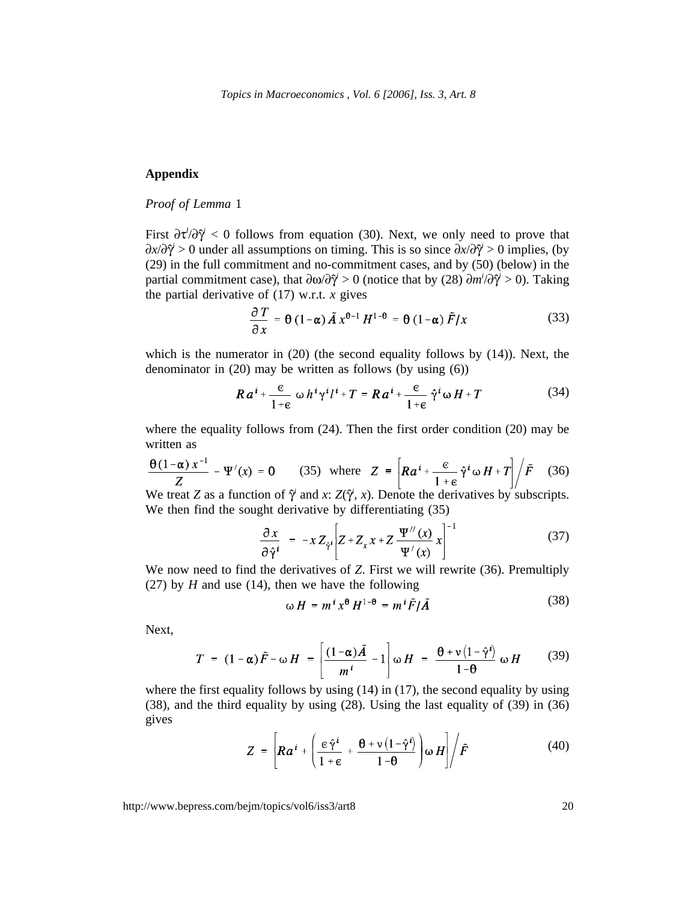## Appendix

*Proof of Lemma* 1

First $\partial\tau^I/\partial\hat{\gamma}^i < 0$ follows from equation (30). Next, we only need to prove that $\partial x/\partial\hat{\gamma}^i > 0$ under all assumptions on timing. This is so since $\partial x/\partial\hat{\gamma}^i > 0$ implies, (by (29) in the full commitment and no-commitment cases, and by (50) (below) in the partial commitment case), that $\partial\omega/\partial\hat{\gamma}^i > 0$ (notice that by (28) $\partial m^i/\partial\hat{\gamma}^i > 0$). Taking the partial derivative of (17) w.r.t. $x$ gives

$$\frac{\partial T}{\partial x} = \theta\,(1-\alpha)\,\tilde{A}\,x^{\theta-1}\,H^{1-\theta} = \theta\,(1-\alpha)\,\tilde{F}/x \tag{33}$$

which is the numerator in (20) (the second equality follows by (14)). Next, the denominator in (20) may be written as follows (by using (6))

$$Ra^i + \frac{\epsilon}{1+\epsilon}\,\omega\,h^i\gamma^i l^i + T = Ra^i + \frac{\epsilon}{1+\epsilon}\,\hat{\gamma}^i\,\omega\,H + T \tag{34}$$

where the equality follows from (24). Then the first order condition (20) may be written as

$$\frac{\theta(1-\alpha)\,x^{-1}}{Z} - \Psi^{/}(x) = 0 \qquad (35) \quad \text{where} \quad Z = \left[Ra^i + \frac{\epsilon}{1+\epsilon}\,\hat{\gamma}^i\,\omega\,H + T\right]\Big/\tilde{F} \qquad (36)$$

We treat $Z$ as a function of $\hat{\gamma}^i$ and $x$: $Z(\hat{\gamma}^i, x)$. Denote the derivatives by subscripts. We then find the sought derivative by differentiating (35)

$$\frac{\partial x}{\partial\hat{\gamma}^i} = -x\,Z_{\hat{\gamma}^i}\left[Z + Z_x\,x + Z\,\frac{\Psi^{//}(x)}{\Psi^{/}(x)}\,x\right]^{-1} \tag{37}$$

We now need to find the derivatives of $Z$. First we will rewrite (36). Premultiply (27) by $H$ and use (14), then we have the following

$$\omega\,H = m^i\,x^{\theta}\,H^{1-\theta} = m^i\,\tilde{F}/\tilde{A} \tag{38}$$

Next,

$$T = (1-\alpha)\,\tilde{F} - \omega\,H = \left[\frac{(1-\alpha)\tilde{A}}{m^i} - 1\right]\omega\,H = \frac{\theta + \nu\left(1-\hat{\gamma}^i\right)}{1-\theta}\,\omega\,H \tag{39}$$

where the first equality follows by using (14) in (17), the second equality by using (38), and the third equality by using (28). Using the last equality of (39) in (36) gives

$$Z = \left[Ra^i + \left(\frac{\epsilon\,\hat{\gamma}^i}{1+\epsilon} + \frac{\theta + \nu\left(1-\hat{\gamma}^i\right)}{1-\theta}\right)\omega\,H\right]\Big/\tilde{F} \tag{40}$$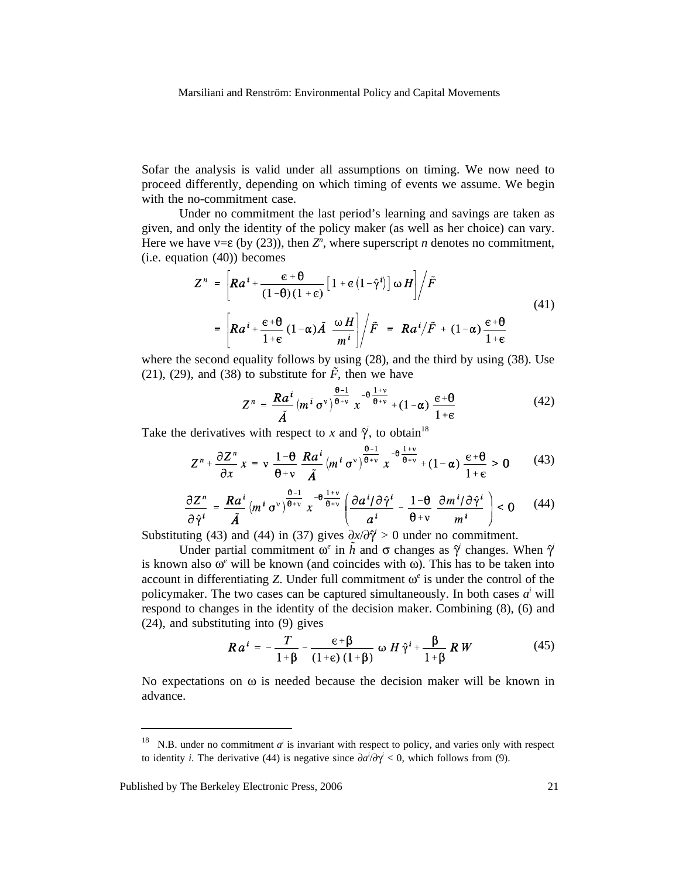Sofar the analysis is valid under all assumptions on timing. We now need to proceed differently, depending on which timing of events we assume. We begin with the no-commitment case.

Under no commitment the last period's learning and savings are taken as given, and only the identity of the policy maker (as well as her choice) can vary. Here we have $\nu=\epsilon$ (by (23)), then $Z^n$, where superscript $n$ denotes no commitment, (i.e. equation (40)) becomes

$$
\begin{aligned}
Z^n &= \left[ Ra^i + \frac{\epsilon+\theta}{(1-\theta)(1+\epsilon)} \left[ 1 + \epsilon\left(1-\hat{\gamma}^i\right)\right] \omega H \right] \Big/ \tilde{F} \\
&= \left[ Ra^i + \frac{\epsilon+\theta}{1+\epsilon} (1-\alpha)\tilde{A} \; \frac{\omega H}{m^i} \right] \Big/ \tilde{F} \;=\; Ra^i/\tilde{F} + (1-\alpha)\frac{\epsilon+\theta}{1+\epsilon}
\end{aligned}
\tag{41}
$$

where the second equality follows by using (28), and the third by using (38). Use (21), (29), and (38) to substitute for $\tilde{F}$, then we have

$$
Z^n = \frac{Ra^i}{\tilde{A}} \left(m^i \sigma^\nu\right)^{\frac{\theta-1}{\theta+\nu}} x^{-\theta \frac{1+\nu}{\theta+\nu}} + (1-\alpha)\frac{\epsilon+\theta}{1+\epsilon} \tag{42}
$$

Take the derivatives with respect to $x$ and $\hat{\gamma}^i$, to obtain[18]

$$
Z^n + \frac{\partial Z^n}{\partial x} x = \nu \frac{1-\theta}{\theta-\nu} \frac{Ra^i}{\tilde{A}} \left(m^i \sigma^\nu\right)^{\frac{\theta-1}{\theta+\nu}} x^{-\theta \frac{1+\nu}{\theta+\nu}} + (1-\alpha)\frac{\epsilon+\theta}{1+\epsilon} > 0 \tag{43}
$$

$$
\frac{\partial Z^n}{\partial \hat{\gamma}^i} = \frac{Ra^i}{\tilde{A}} \left(m^i \sigma^\nu\right)^{\frac{\theta-1}{\theta+\nu}} x^{-\theta \frac{1+\nu}{\theta+\nu}} \left( \frac{\partial a^i/\partial \hat{\gamma}^i}{a^i} - \frac{1-\theta}{\theta+\nu} \frac{\partial m^i/\partial \hat{\gamma}^i}{m^i} \right) < 0 \tag{44}
$$

Substituting (43) and (44) in (37) gives $\partial x/\partial \hat{\gamma}^i > 0$ under no commitment.

Under partial commitment $\omega^e$ in $\tilde{h}$ and $\sigma$ changes as $\hat{\gamma}^i$ changes. When $\hat{\gamma}^i$ is known also $\omega^e$ will be known (and coincides with $\omega$). This has to be taken into account in differentiating $Z$. Under full commitment $\omega^e$ is under the control of the policymaker. The two cases can be captured simultaneously. In both cases $a^i$ will respond to changes in the identity of the decision maker. Combining (8), (6) and (24), and substituting into (9) gives

$$
Ra^i = -\frac{T}{1+\beta} - \frac{\epsilon+\beta}{(1+\epsilon)(1+\beta)} \omega H \hat{\gamma}^i + \frac{\beta}{1+\beta} R W \tag{45}
$$

No expectations on $\omega$ is needed because the decision maker will be known in advance.

---

[18] N.B. under no commitment $a^i$ is invariant with respect to policy, and varies only with respect to identity $i$. The derivative (44) is negative since $\partial a^i/\partial \gamma^i < 0$, which follows from (9).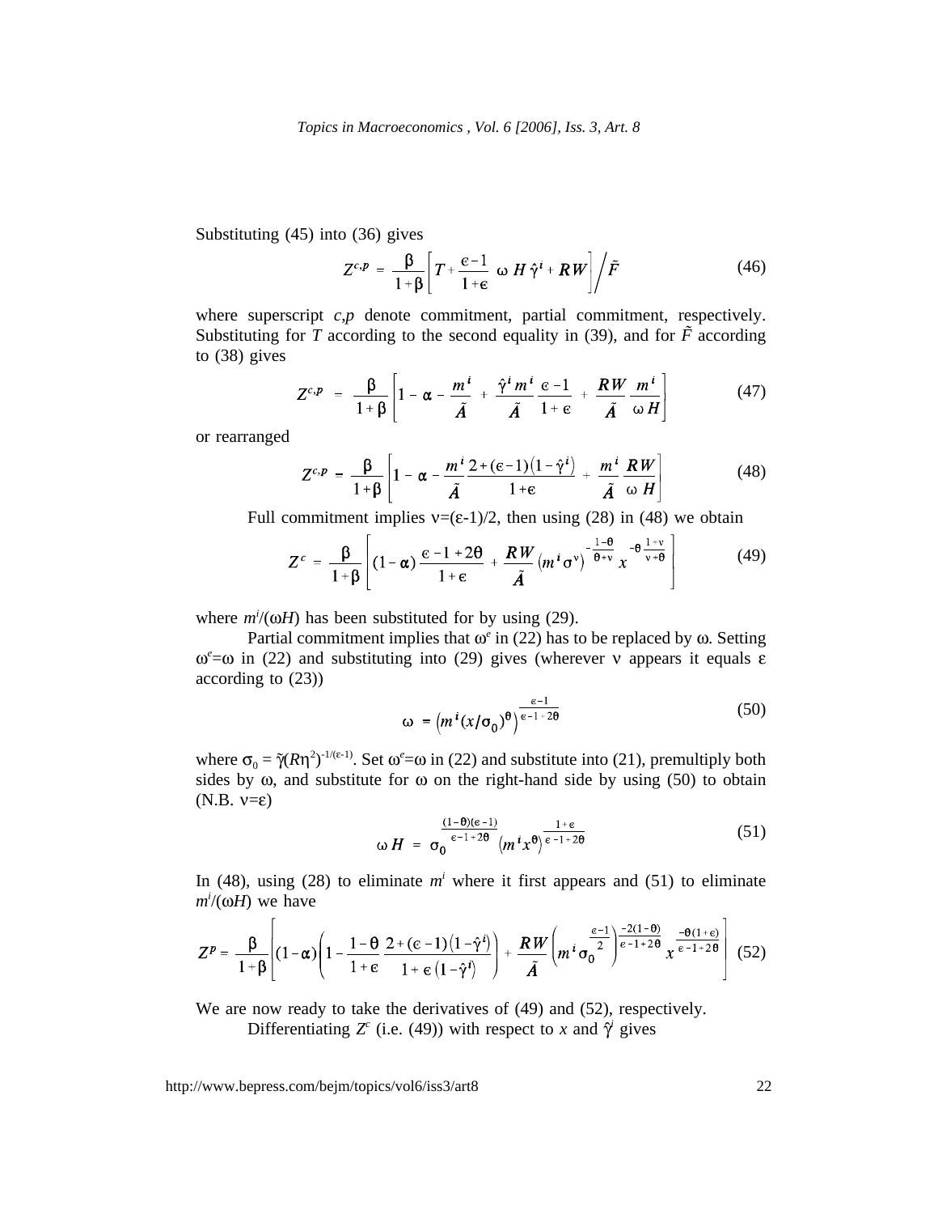Substituting (45) into (36) gives

$$Z^{c,p} = \frac{\beta}{1+\beta}\left[T + \frac{\epsilon-1}{1+\epsilon}\ \omega\ H\,\hat{\gamma}^{i} + RW\right]\Big/\tilde{F} \tag{46}$$

where superscript $c,p$ denote commitment, partial commitment, respectively. Substituting for $T$ according to the second equality in (39), and for $\tilde{F}$ according to (38) gives

$$Z^{c,p} = \frac{\beta}{1+\beta}\left[1 - \alpha - \frac{m^{i}}{\tilde{A}} + \frac{\hat{\gamma}^{i}\,m^{i}}{\tilde{A}}\,\frac{\epsilon-1}{1+\epsilon} + \frac{RW}{\tilde{A}}\,\frac{m^{i}}{\omega H}\right] \tag{47}$$

or rearranged

$$Z^{c,p} = \frac{\beta}{1+\beta}\left[1 - \alpha - \frac{m^{i}}{\tilde{A}}\,\frac{2+(\epsilon-1)\left(1-\hat{\gamma}^{i}\right)}{1+\epsilon} + \frac{m^{i}}{\tilde{A}}\,\frac{RW}{\omega\ H}\right] \tag{48}$$

Full commitment implies $\nu=(\epsilon-1)/2$, then using (28) in (48) we obtain

$$Z^{c} = \frac{\beta}{1+\beta}\left[(1-\alpha)\,\frac{\epsilon-1+2\theta}{1+\epsilon} + \frac{RW}{\tilde{A}}\left(m^{i}\sigma^{\nu}\right)^{-\frac{1-\theta}{\theta+\nu}}\,x^{-\theta\frac{1+\nu}{\nu+\theta}}\right] \tag{49}$$

where $m^{i}/(\omega H)$ has been substituted for by using (29).

Partial commitment implies that $\omega^{e}$ in (22) has to be replaced by $\omega$. Setting $\omega^{e}=\omega$ in (22) and substituting into (29) gives (wherever $\nu$ appears it equals $\epsilon$ according to (23))

$$\omega = \left(m^{i}(x/\sigma_{0})^{\theta}\right)^{\frac{\epsilon-1}{\epsilon-1+2\theta}} \tag{50}$$

where $\sigma_{0} = \tilde{\gamma}(R\eta^{2})^{-1/(\epsilon-1)}$. Set $\omega^{e}=\omega$ in (22) and substitute into (21), premultiply both sides by $\omega$, and substitute for $\omega$ on the right-hand side by using (50) to obtain (N.B. $\nu=\epsilon$)

$$\omega\,H = \sigma_{0}^{\frac{(1-\theta)(\epsilon-1)}{\epsilon-1+2\theta}}\left(m^{i}x^{\theta}\right)^{\frac{1+\epsilon}{\epsilon-1+2\theta}} \tag{51}$$

In (48), using (28) to eliminate $m^{i}$ where it first appears and (51) to eliminate $m^{i}/(\omega H)$ we have

$$Z^{p} = \frac{\beta}{1+\beta}\left[(1-\alpha)\left(1 - \frac{1-\theta}{1+\epsilon}\,\frac{2+(\epsilon-1)\left(1-\hat{\gamma}^{i}\right)}{1+\epsilon\left(1-\hat{\gamma}^{i}\right)}\right) + \frac{RW}{\tilde{A}}\left(m^{i}\sigma_{0}^{\frac{\epsilon-1}{2}}\right)^{\frac{-2(1-\theta)}{\epsilon-1+2\theta}}\,x^{\frac{-\theta(1+\epsilon)}{\epsilon-1+2\theta}}\right] \tag{52}$$

We are now ready to take the derivatives of (49) and (52), respectively.

Differentiating $Z^{c}$ (i.e. (49)) with respect to $x$ and $\hat{\gamma}^{i}$ gives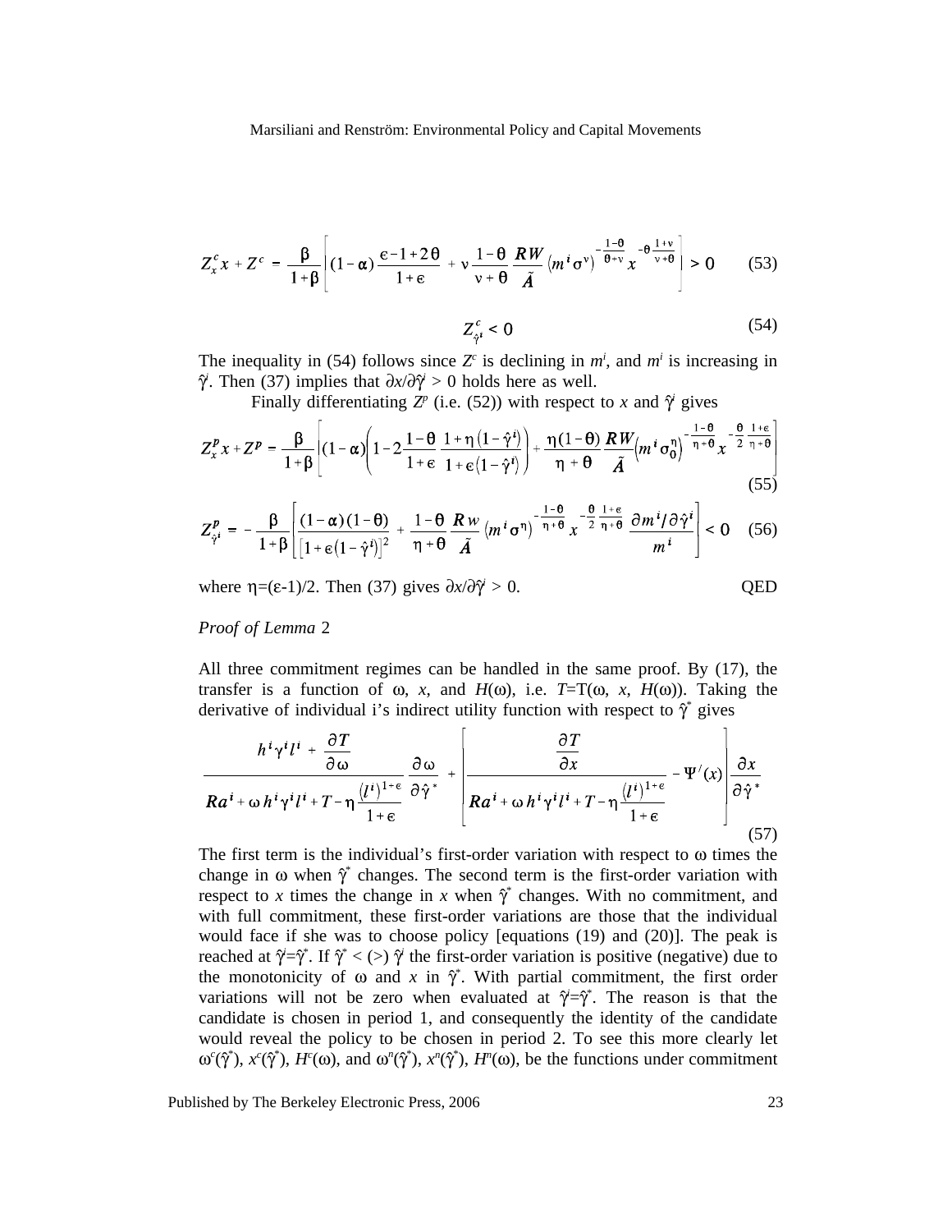$$Z_x^c x + Z^c = \frac{\beta}{1+\beta}\left[(1-\alpha)\frac{\epsilon - 1 + 2\theta}{1+\epsilon} + \nu\frac{1-\theta}{\nu+\theta}\frac{RW}{\tilde{A}}\left(m^i\sigma^\nu\right)^{-\frac{1-\theta}{\theta+\nu}} x^{-\theta\frac{1+\nu}{\nu+\theta}}\right] > 0 \tag{53}$$

$$Z_{\hat{\gamma}^i}^c < 0 \tag{54}$$

The inequality in (54) follows since $Z^c$ is declining in $m^i$, and $m^i$ is increasing in $\hat{\gamma}^i$. Then (37) implies that $\partial x/\partial\hat{\gamma}^i > 0$ holds here as well.

Finally differentiating $Z^p$ (i.e. (52)) with respect to $x$ and $\hat{\gamma}^i$ gives

$$Z_x^p x + Z^p = \frac{\beta}{1+\beta}\left[(1-\alpha)\left(1 - 2\frac{1-\theta}{1+\epsilon}\,\frac{1+\eta\left(1-\hat{\gamma}^i\right)}{1+\epsilon\left(1-\hat{\gamma}^i\right)}\right) + \frac{\eta(1-\theta)}{\eta+\theta}\frac{RW}{\tilde{A}}\left(m^i\sigma_0^\eta\right)^{-\frac{1-\theta}{\eta+\theta}} x^{-\frac{\theta}{2}\frac{1+\epsilon}{\eta+\theta}}\right] \tag{55}$$

$$Z_{\hat{\gamma}^i}^p = -\frac{\beta}{1+\beta}\left[\frac{(1-\alpha)(1-\theta)}{\left[1+\epsilon\left(1-\hat{\gamma}^i\right)\right]^2} + \frac{1-\theta}{\eta+\theta}\frac{Rw}{\tilde{A}}\left(m^i\sigma^\eta\right)^{-\frac{1-\theta}{\eta+\theta}} x^{-\frac{\theta}{2}\frac{1+\epsilon}{\eta+\theta}}\,\frac{\partial m^i/\partial\hat{\gamma}^i}{m^i}\right] < 0 \tag{56}$$

where $\eta=(\epsilon-1)/2$. Then (37) gives $\partial x/\partial\hat{\gamma}^i > 0$. QED

*Proof of Lemma* 2

All three commitment regimes can be handled in the same proof. By (17), the transfer is a function of $\omega$, $x$, and $H(\omega)$, i.e. $T$=T($\omega$, $x$, $H(\omega)$). Taking the derivative of individual i's indirect utility function with respect to $\hat{\gamma}^*$ gives

$$\frac{h^i\gamma^i l^i + \dfrac{\partial T}{\partial\omega}}{Ra^i + \omega h^i\gamma^i l^i + T - \eta\dfrac{\left(l^i\right)^{1+\epsilon}}{1+\epsilon}}\frac{\partial\omega}{\partial\hat{\gamma}^*} + \left[\frac{\dfrac{\partial T}{\partial x}}{Ra^i + \omega h^i\gamma^i l^i + T - \eta\dfrac{\left(l^i\right)^{1+\epsilon}}{1+\epsilon}} - \Psi'(x)\right]\frac{\partial x}{\partial\hat{\gamma}^*} \tag{57}$$

The first term is the individual's first-order variation with respect to $\omega$ times the change in $\omega$ when $\hat{\gamma}^*$ changes. The second term is the first-order variation with respect to $x$ times the change in $x$ when $\hat{\gamma}^*$ changes. With no commitment, and with full commitment, these first-order variations are those that the individual would face if she was to choose policy [equations (19) and (20)]. The peak is reached at $\hat{\gamma}^i$=$\hat{\gamma}^*$. If $\hat{\gamma}^*$ < (>) $\hat{\gamma}^i$ the first-order variation is positive (negative) due to the monotonicity of $\omega$ and $x$ in $\hat{\gamma}^*$. With partial commitment, the first order variations will not be zero when evaluated at $\hat{\gamma}^i$=$\hat{\gamma}^*$. The reason is that the candidate is chosen in period 1, and consequently the identity of the candidate would reveal the policy to be chosen in period 2. To see this more clearly let $\omega^c(\hat{\gamma}^*)$, $x^c(\hat{\gamma}^*)$, $H^c(\omega)$, and $\omega^n(\hat{\gamma}^*)$, $x^n(\hat{\gamma}^*)$, $H^n(\omega)$, be the functions under commitment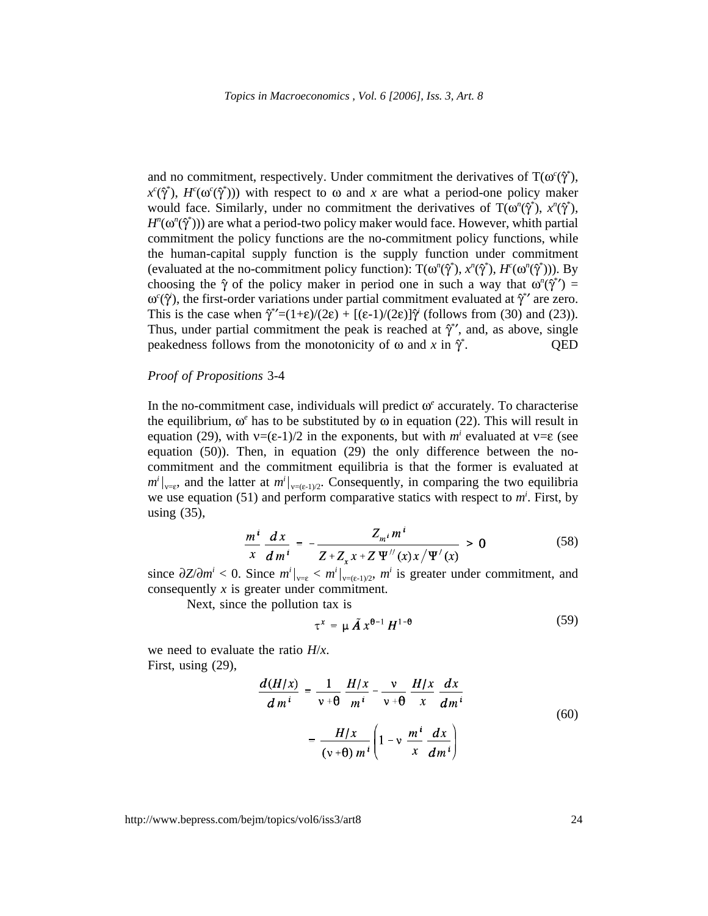and no commitment, respectively. Under commitment the derivatives of $T(\omega^c(\hat{\gamma}^*)$, $x^c(\hat{\gamma}^*)$, $H^c(\omega^c(\hat{\gamma}^*)))$ with respect to $\omega$ and $x$ are what a period-one policy maker would face. Similarly, under no commitment the derivatives of $T(\omega^n(\hat{\gamma}^*)$, $x^n(\hat{\gamma}^*)$, $H^n(\omega^n(\hat{\gamma}^*)))$ are what a period-two policy maker would face. However, whith partial commitment the policy functions are the no-commitment policy functions, while the human-capital supply function is the supply function under commitment (evaluated at the no-commitment policy function): $T(\omega^n(\hat{\gamma}^*)$, $x^n(\hat{\gamma}^*)$, $H^c(\omega^n(\hat{\gamma}^*)))$. By choosing the $\hat{\gamma}$ of the policy maker in period one in such a way that $\omega^n(\hat{\gamma}^{*\prime}) = \omega^c(\hat{\gamma}^i)$, the first-order variations under partial commitment evaluated at $\hat{\gamma}^{*\prime}$ are zero. This is the case when $\hat{\gamma}^{*\prime}=(1+\varepsilon)/(2\varepsilon) + [(\varepsilon-1)/(2\varepsilon)]\hat{\gamma}^i$ (follows from (30) and (23)). Thus, under partial commitment the peak is reached at $\hat{\gamma}^{*\prime}$, and, as above, single peakedness follows from the monotonicity of $\omega$ and $x$ in $\hat{\gamma}^*$. QED

*Proof of Propositions* 3-4

In the no-commitment case, individuals will predict $\omega^e$ accurately. To characterise the equilibrium, $\omega^e$ has to be substituted by $\omega$ in equation (22). This will result in equation (29), with $\nu=(\varepsilon-1)/2$ in the exponents, but with $m^i$ evaluated at $\nu=\varepsilon$ (see equation (50)). Then, in equation (29) the only difference between the no-commitment and the commitment equilibria is that the former is evaluated at $m^i|_{\nu=\varepsilon}$, and the latter at $m^i|_{\nu=(\varepsilon-1)/2}$. Consequently, in comparing the two equilibria we use equation (51) and perform comparative statics with respect to $m^i$. First, by using (35),

$$\frac{m^i}{x}\,\frac{dx}{dm^i} = -\frac{Z_{m^i}\,m^i}{Z + Z_x\,x + Z\,\Psi''(x)\,x\big/\Psi'(x)} > 0 \tag{58}$$

since $\partial Z/\partial m^i < 0$. Since $m^i|_{\nu=\varepsilon} < m^i|_{\nu=(\varepsilon-1)/2}$, $m^i$ is greater under commitment, and consequently $x$ is greater under commitment.

Next, since the pollution tax is

$$\tau^x = \mu\,\tilde{A}\,x^{\theta-1}\,H^{1-\theta} \tag{59}$$

we need to evaluate the ratio $H/x$.
First, using (29),

$$\begin{aligned}\frac{d(H/x)}{dm^i} &= \frac{1}{\nu+\theta}\,\frac{H/x}{m^i} - \frac{\nu}{\nu+\theta}\,\frac{H/x}{x}\,\frac{dx}{dm^i} \\ &= \frac{H/x}{(\nu+\theta)\,m^i}\left(1-\nu\,\frac{m^i}{x}\,\frac{dx}{dm^i}\right)\end{aligned} \tag{60}$$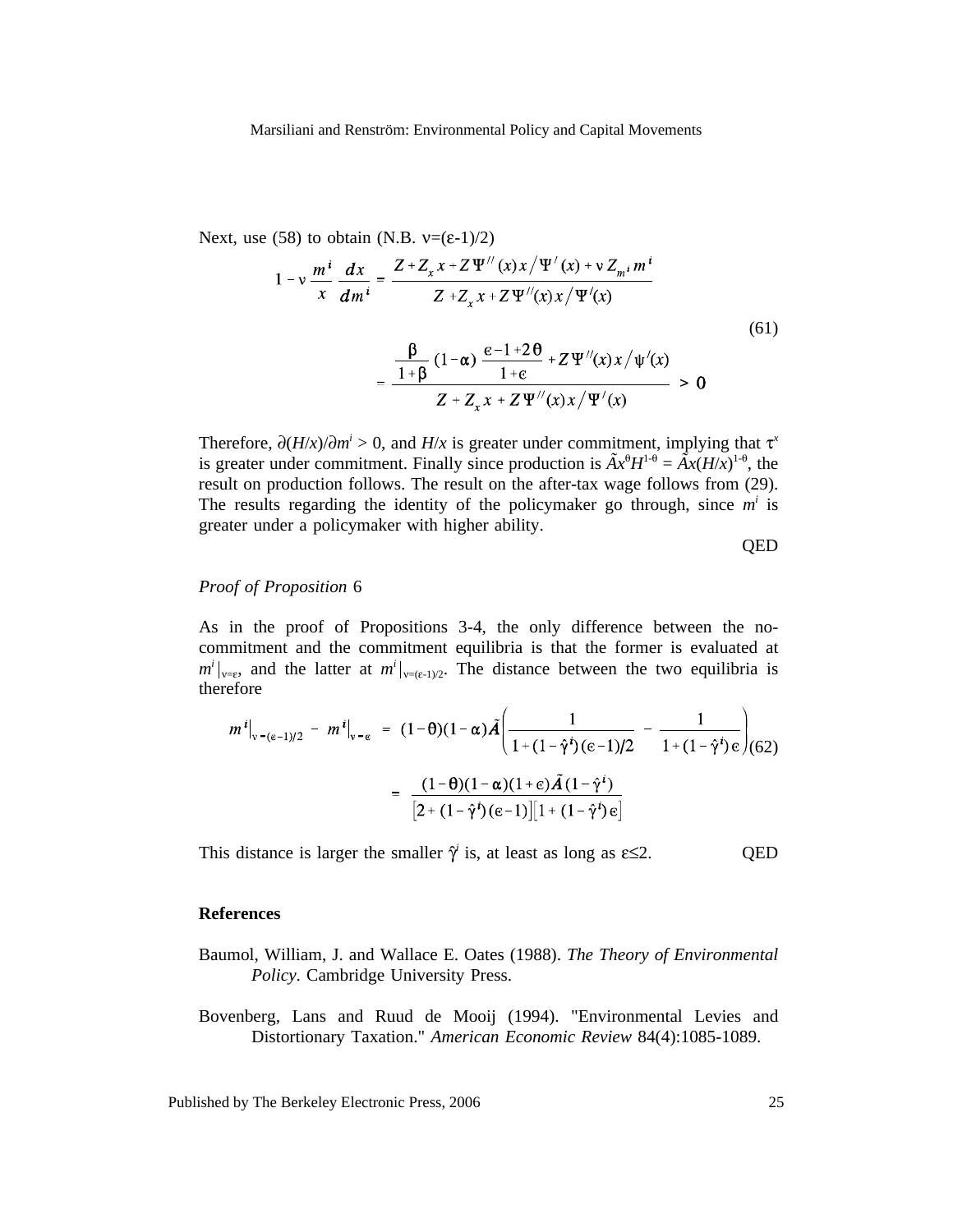Next, use (58) to obtain (N.B. $\nu=(\epsilon-1)/2$)

$$1 - \nu \frac{m^i}{x} \frac{dx}{dm^i} = \frac{Z + Z_x x + Z \Psi''(x) x / \Psi'(x) + \nu Z_{m^i} m^i}{Z + Z_x x + Z \Psi''(x) x / \Psi'(x)}$$

$$= \frac{\frac{\beta}{1+\beta}(1-\alpha)\frac{\epsilon - 1 + 2\theta}{1+\epsilon} + Z\Psi''(x)x/\psi'(x)}{Z + Z_x x + Z\Psi''(x)x/\Psi'(x)} > 0 \tag{61}$$

Therefore, $\partial(H/x)/\partial m^i > 0$, and $H/x$ is greater under commitment, implying that $\tau^x$ is greater under commitment. Finally since production is $\tilde{A}x^{\theta}H^{1-\theta} = \tilde{A}x(H/x)^{1-\theta}$, the result on production follows. The result on the after-tax wage follows from (29). The results regarding the identity of the policymaker go through, since $m^i$ is greater under a policymaker with higher ability.

QED

*Proof of Proposition* 6

As in the proof of Propositions 3-4, the only difference between the no-commitment and the commitment equilibria is that the former is evaluated at $m^i|_{\nu=\epsilon}$, and the latter at $m^i|_{\nu=(\epsilon-1)/2}$. The distance between the two equilibria is therefore

$$m^i\big|_{\nu=(\epsilon-1)/2} - m^i\big|_{\nu=\epsilon} = (1-\theta)(1-\alpha)\tilde{A}\left(\frac{1}{1+(1-\hat{\gamma}^i)(\epsilon-1)/2} - \frac{1}{1+(1-\hat{\gamma}^i)\epsilon}\right) \tag{62}$$

$$= \frac{(1-\theta)(1-\alpha)(1+\epsilon)\tilde{A}(1-\hat{\gamma}^i)}{\left[2+(1-\hat{\gamma}^i)(\epsilon-1)\right]\left[1+(1-\hat{\gamma}^i)\epsilon\right]}$$

This distance is larger the smaller $\hat{\gamma}^i$ is, at least as long as $\epsilon \leq 2$. QED

## References

Baumol, William, J. and Wallace E. Oates (1988). *The Theory of Environmental Policy*. Cambridge University Press.

Bovenberg, Lans and Ruud de Mooij (1994). "Environmental Levies and Distortionary Taxation." *American Economic Review* 84(4):1085-1089.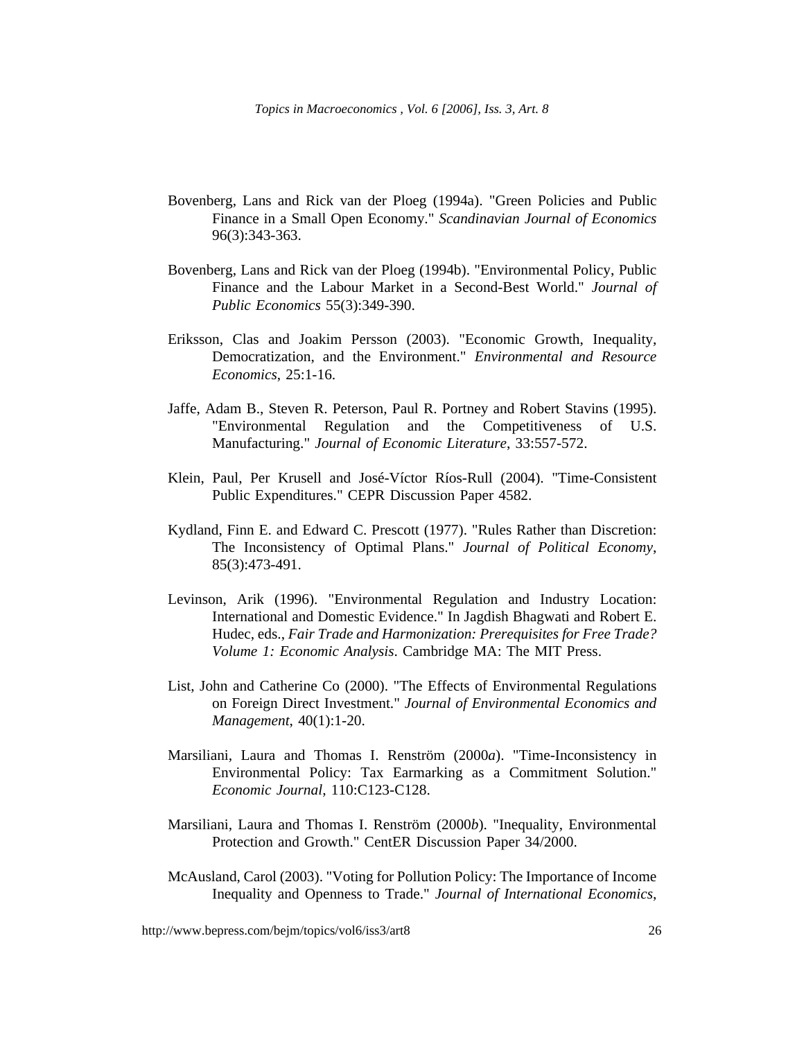Bovenberg, Lans and Rick van der Ploeg (1994a). "Green Policies and Public Finance in a Small Open Economy." *Scandinavian Journal of Economics* 96(3):343-363.

Bovenberg, Lans and Rick van der Ploeg (1994b). "Environmental Policy, Public Finance and the Labour Market in a Second-Best World." *Journal of Public Economics* 55(3):349-390.

Eriksson, Clas and Joakim Persson (2003). "Economic Growth, Inequality, Democratization, and the Environment." *Environmental and Resource Economics*, 25:1-16.

Jaffe, Adam B., Steven R. Peterson, Paul R. Portney and Robert Stavins (1995). "Environmental Regulation and the Competitiveness of U.S. Manufacturing." *Journal of Economic Literature*, 33:557-572.

Klein, Paul, Per Krusell and José-Víctor Ríos-Rull (2004). "Time-Consistent Public Expenditures." CEPR Discussion Paper 4582.

Kydland, Finn E. and Edward C. Prescott (1977). "Rules Rather than Discretion: The Inconsistency of Optimal Plans." *Journal of Political Economy*, 85(3):473-491.

Levinson, Arik (1996). "Environmental Regulation and Industry Location: International and Domestic Evidence." In Jagdish Bhagwati and Robert E. Hudec, eds., *Fair Trade and Harmonization: Prerequisites for Free Trade? Volume 1: Economic Analysis*. Cambridge MA: The MIT Press.

List, John and Catherine Co (2000). "The Effects of Environmental Regulations on Foreign Direct Investment." *Journal of Environmental Economics and Management*, 40(1):1-20.

Marsiliani, Laura and Thomas I. Renström (2000*a*). "Time-Inconsistency in Environmental Policy: Tax Earmarking as a Commitment Solution." *Economic Journal*, 110:C123-C128.

Marsiliani, Laura and Thomas I. Renström (2000*b*). "Inequality, Environmental Protection and Growth." CentER Discussion Paper 34/2000.

McAusland, Carol (2003). "Voting for Pollution Policy: The Importance of Income Inequality and Openness to Trade." *Journal of International Economics*,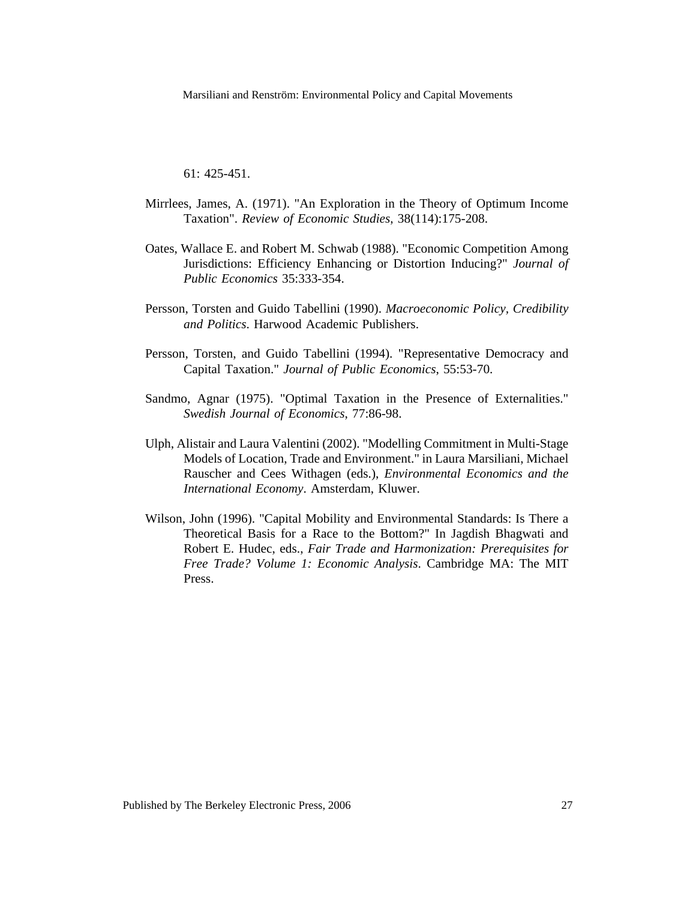61: 425-451.

Mirrlees, James, A. (1971). "An Exploration in the Theory of Optimum Income Taxation". *Review of Economic Studies*, 38(114):175-208.

Oates, Wallace E. and Robert M. Schwab (1988). "Economic Competition Among Jurisdictions: Efficiency Enhancing or Distortion Inducing?" *Journal of Public Economics* 35:333-354.

Persson, Torsten and Guido Tabellini (1990). *Macroeconomic Policy, Credibility and Politics*. Harwood Academic Publishers.

Persson, Torsten, and Guido Tabellini (1994). "Representative Democracy and Capital Taxation." *Journal of Public Economics*, 55:53-70.

Sandmo, Agnar (1975). "Optimal Taxation in the Presence of Externalities." *Swedish Journal of Economics*, 77:86-98.

Ulph, Alistair and Laura Valentini (2002). "Modelling Commitment in Multi-Stage Models of Location, Trade and Environment." in Laura Marsiliani, Michael Rauscher and Cees Withagen (eds.), *Environmental Economics and the International Economy*. Amsterdam, Kluwer.

Wilson, John (1996). "Capital Mobility and Environmental Standards: Is There a Theoretical Basis for a Race to the Bottom?" In Jagdish Bhagwati and Robert E. Hudec, eds., *Fair Trade and Harmonization: Prerequisites for Free Trade? Volume 1: Economic Analysis*. Cambridge MA: The MIT Press.